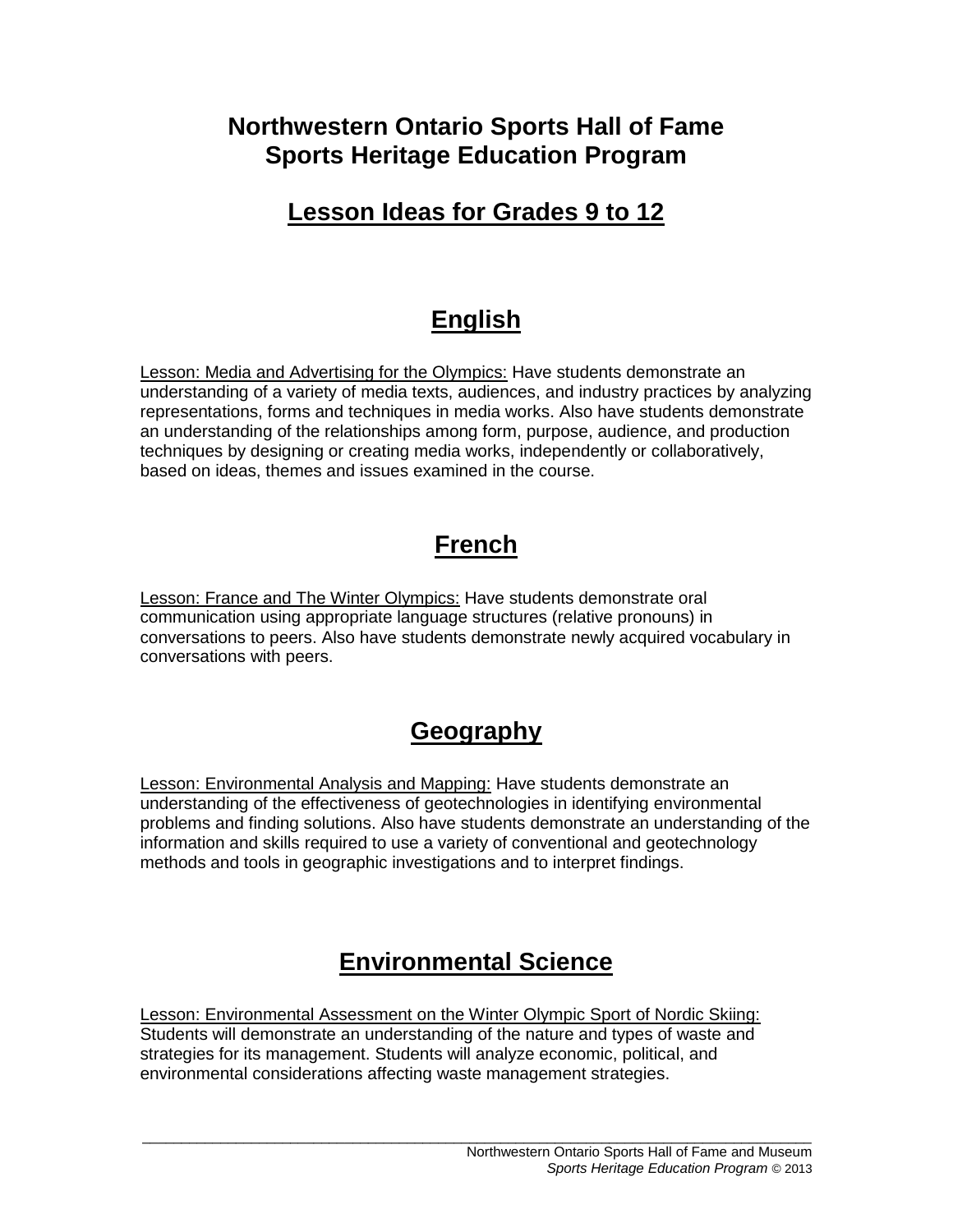# Northwestern Ontario Sports Hall of Fame
# Sports Heritage Education Program

## Lesson Ideas for Grades 9 to 12

## English

Lesson: Media and Advertising for the Olympics: Have students demonstrate an understanding of a variety of media texts, audiences, and industry practices by analyzing representations, forms and techniques in media works. Also have students demonstrate an understanding of the relationships among form, purpose, audience, and production techniques by designing or creating media works, independently or collaboratively, based on ideas, themes and issues examined in the course.

## French

Lesson: France and The Winter Olympics: Have students demonstrate oral communication using appropriate language structures (relative pronouns) in conversations to peers. Also have students demonstrate newly acquired vocabulary in conversations with peers.

## Geography

Lesson: Environmental Analysis and Mapping: Have students demonstrate an understanding of the effectiveness of geotechnologies in identifying environmental problems and finding solutions. Also have students demonstrate an understanding of the information and skills required to use a variety of conventional and geotechnology methods and tools in geographic investigations and to interpret findings.

## Environmental Science

Lesson: Environmental Assessment on the Winter Olympic Sport of Nordic Skiing: Students will demonstrate an understanding of the nature and types of waste and strategies for its management. Students will analyze economic, political, and environmental considerations affecting waste management strategies.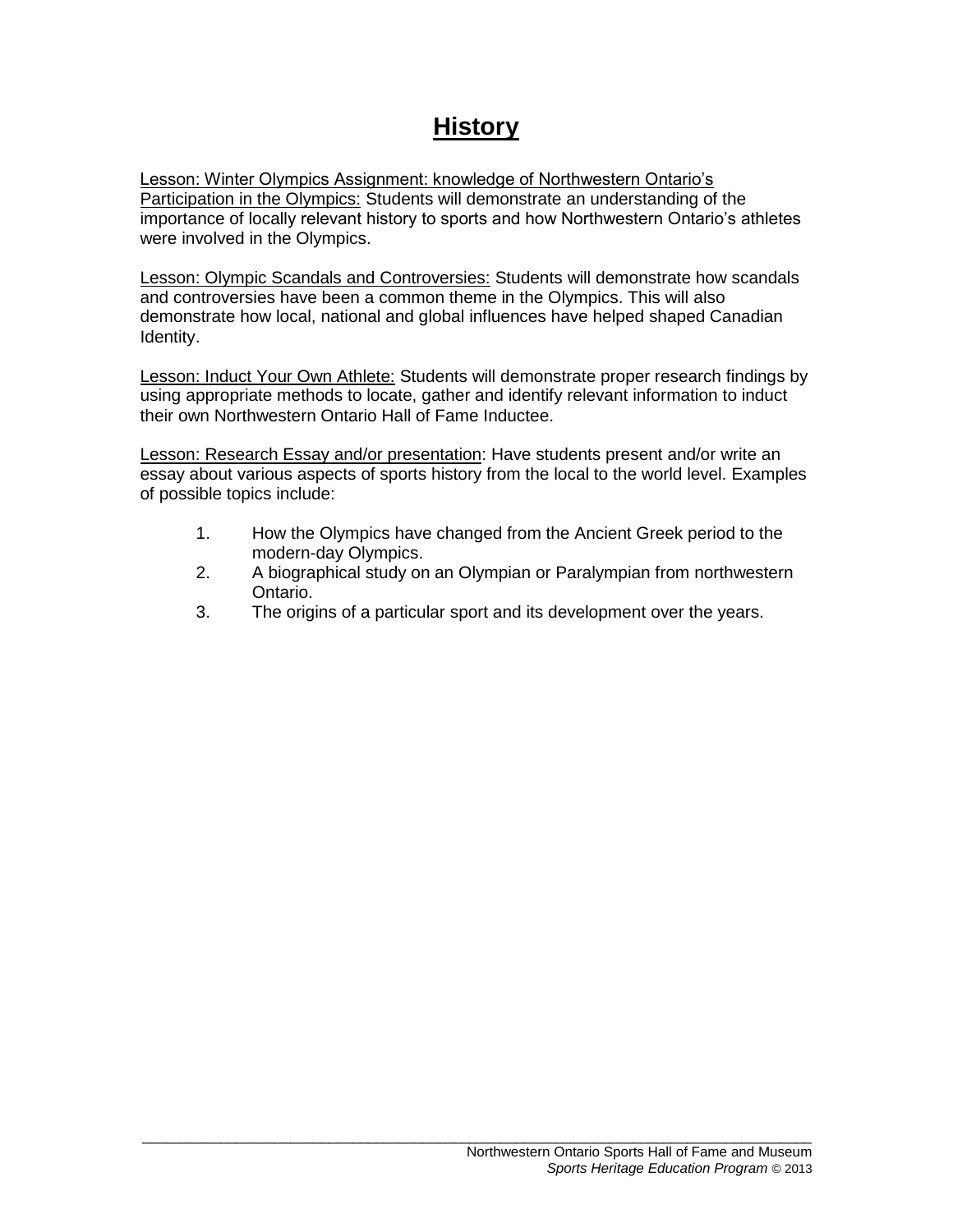# History

Lesson: Winter Olympics Assignment: knowledge of Northwestern Ontario's Participation in the Olympics: Students will demonstrate an understanding of the importance of locally relevant history to sports and how Northwestern Ontario's athletes were involved in the Olympics.

Lesson: Olympic Scandals and Controversies: Students will demonstrate how scandals and controversies have been a common theme in the Olympics. This will also demonstrate how local, national and global influences have helped shaped Canadian Identity.

Lesson: Induct Your Own Athlete: Students will demonstrate proper research findings by using appropriate methods to locate, gather and identify relevant information to induct their own Northwestern Ontario Hall of Fame Inductee.

Lesson: Research Essay and/or presentation: Have students present and/or write an essay about various aspects of sports history from the local to the world level. Examples of possible topics include:

1. How the Olympics have changed from the Ancient Greek period to the modern-day Olympics.
2. A biographical study on an Olympian or Paralympian from northwestern Ontario.
3. The origins of a particular sport and its development over the years.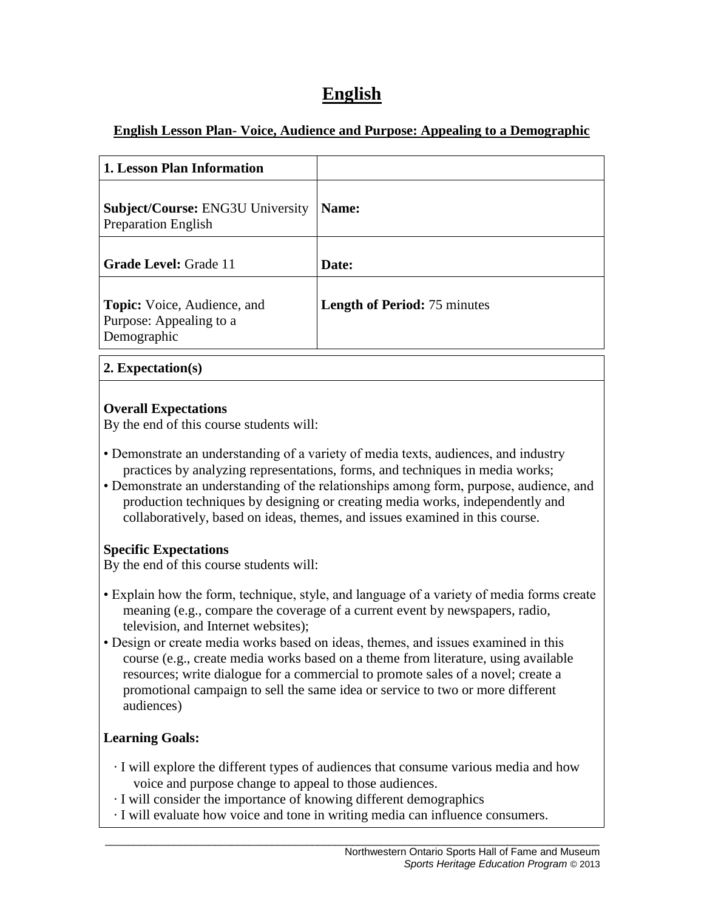# English

**English Lesson Plan- Voice, Audience and Purpose: Appealing to a Demographic**

| **1. Lesson Plan Information** | |
|---|---|
| **Subject/Course:** ENG3U University Preparation English | **Name:** |
| **Grade Level:** Grade 11 | **Date:** |
| **Topic:** Voice, Audience, and Purpose: Appealing to a Demographic | **Length of Period:** 75 minutes |

**2. Expectation(s)**

**Overall Expectations**
By the end of this course students will:

- Demonstrate an understanding of a variety of media texts, audiences, and industry practices by analyzing representations, forms, and techniques in media works;
- Demonstrate an understanding of the relationships among form, purpose, audience, and production techniques by designing or creating media works, independently and collaboratively, based on ideas, themes, and issues examined in this course.

**Specific Expectations**
By the end of this course students will:

- Explain how the form, technique, style, and language of a variety of media forms create meaning (e.g., compare the coverage of a current event by newspapers, radio, television, and Internet websites);
- Design or create media works based on ideas, themes, and issues examined in this course (e.g., create media works based on a theme from literature, using available resources; write dialogue for a commercial to promote sales of a novel; create a promotional campaign to sell the same idea or service to two or more different audiences)

**Learning Goals:**

- I will explore the different types of audiences that consume various media and how voice and purpose change to appeal to those audiences.
- I will consider the importance of knowing different demographics
- I will evaluate how voice and tone in writing media can influence consumers.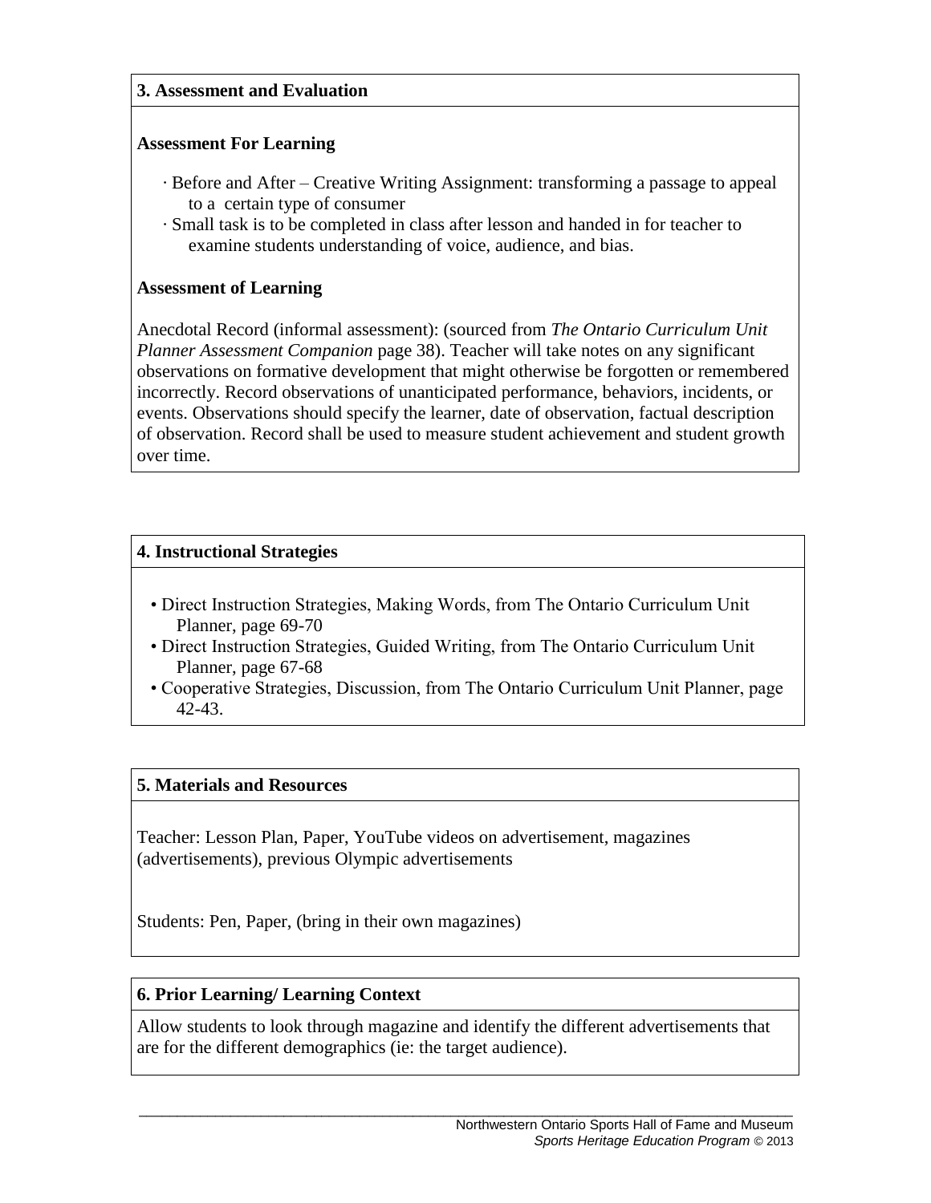## 3. Assessment and Evaluation

### Assessment For Learning

- Before and After – Creative Writing Assignment: transforming a passage to appeal to a certain type of consumer
- Small task is to be completed in class after lesson and handed in for teacher to examine students understanding of voice, audience, and bias.

### Assessment of Learning

Anecdotal Record (informal assessment): (sourced from *The Ontario Curriculum Unit Planner Assessment Companion* page 38). Teacher will take notes on any significant observations on formative development that might otherwise be forgotten or remembered incorrectly. Record observations of unanticipated performance, behaviors, incidents, or events. Observations should specify the learner, date of observation, factual description of observation. Record shall be used to measure student achievement and student growth over time.

## 4. Instructional Strategies

- Direct Instruction Strategies, Making Words, from The Ontario Curriculum Unit Planner, page 69-70
- Direct Instruction Strategies, Guided Writing, from The Ontario Curriculum Unit Planner, page 67-68
- Cooperative Strategies, Discussion, from The Ontario Curriculum Unit Planner, page 42-43.

## 5. Materials and Resources

Teacher: Lesson Plan, Paper, YouTube videos on advertisement, magazines (advertisements), previous Olympic advertisements

Students: Pen, Paper, (bring in their own magazines)

## 6. Prior Learning/ Learning Context

Allow students to look through magazine and identify the different advertisements that are for the different demographics (ie: the target audience).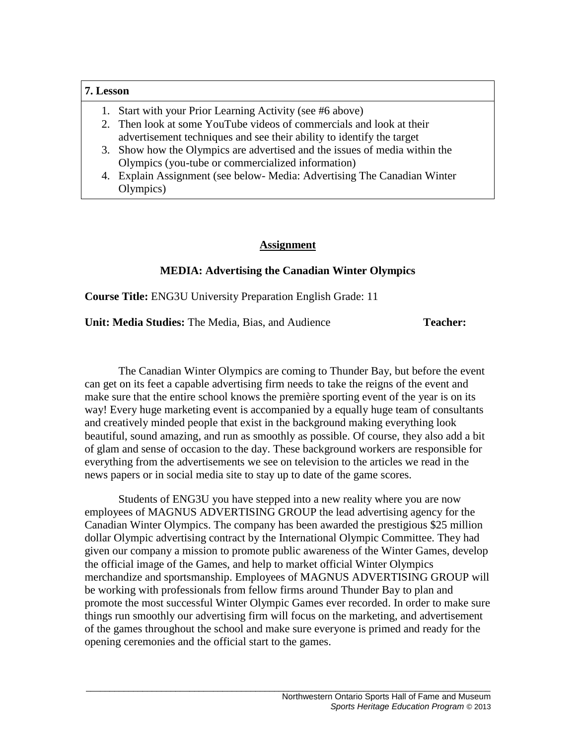**7. Lesson**

1. Start with your Prior Learning Activity (see #6 above)
2. Then look at some YouTube videos of commercials and look at their advertisement techniques and see their ability to identify the target
3. Show how the Olympics are advertised and the issues of media within the Olympics (you-tube or commercialized information)
4. Explain Assignment (see below- Media: Advertising The Canadian Winter Olympics)

## Assignment

### MEDIA: Advertising the Canadian Winter Olympics

**Course Title:** ENG3U University Preparation English Grade: 11

**Unit: Media Studies:** The Media, Bias, and Audience **Teacher:**

The Canadian Winter Olympics are coming to Thunder Bay, but before the event can get on its feet a capable advertising firm needs to take the reigns of the event and make sure that the entire school knows the première sporting event of the year is on its way! Every huge marketing event is accompanied by a equally huge team of consultants and creatively minded people that exist in the background making everything look beautiful, sound amazing, and run as smoothly as possible. Of course, they also add a bit of glam and sense of occasion to the day. These background workers are responsible for everything from the advertisements we see on television to the articles we read in the news papers or in social media site to stay up to date of the game scores.

Students of ENG3U you have stepped into a new reality where you are now employees of MAGNUS ADVERTISING GROUP the lead advertising agency for the Canadian Winter Olympics. The company has been awarded the prestigious $25 million dollar Olympic advertising contract by the International Olympic Committee. They had given our company a mission to promote public awareness of the Winter Games, develop the official image of the Games, and help to market official Winter Olympics merchandize and sportsmanship. Employees of MAGNUS ADVERTISING GROUP will be working with professionals from fellow firms around Thunder Bay to plan and promote the most successful Winter Olympic Games ever recorded. In order to make sure things run smoothly our advertising firm will focus on the marketing, and advertisement of the games throughout the school and make sure everyone is primed and ready for the opening ceremonies and the official start to the games.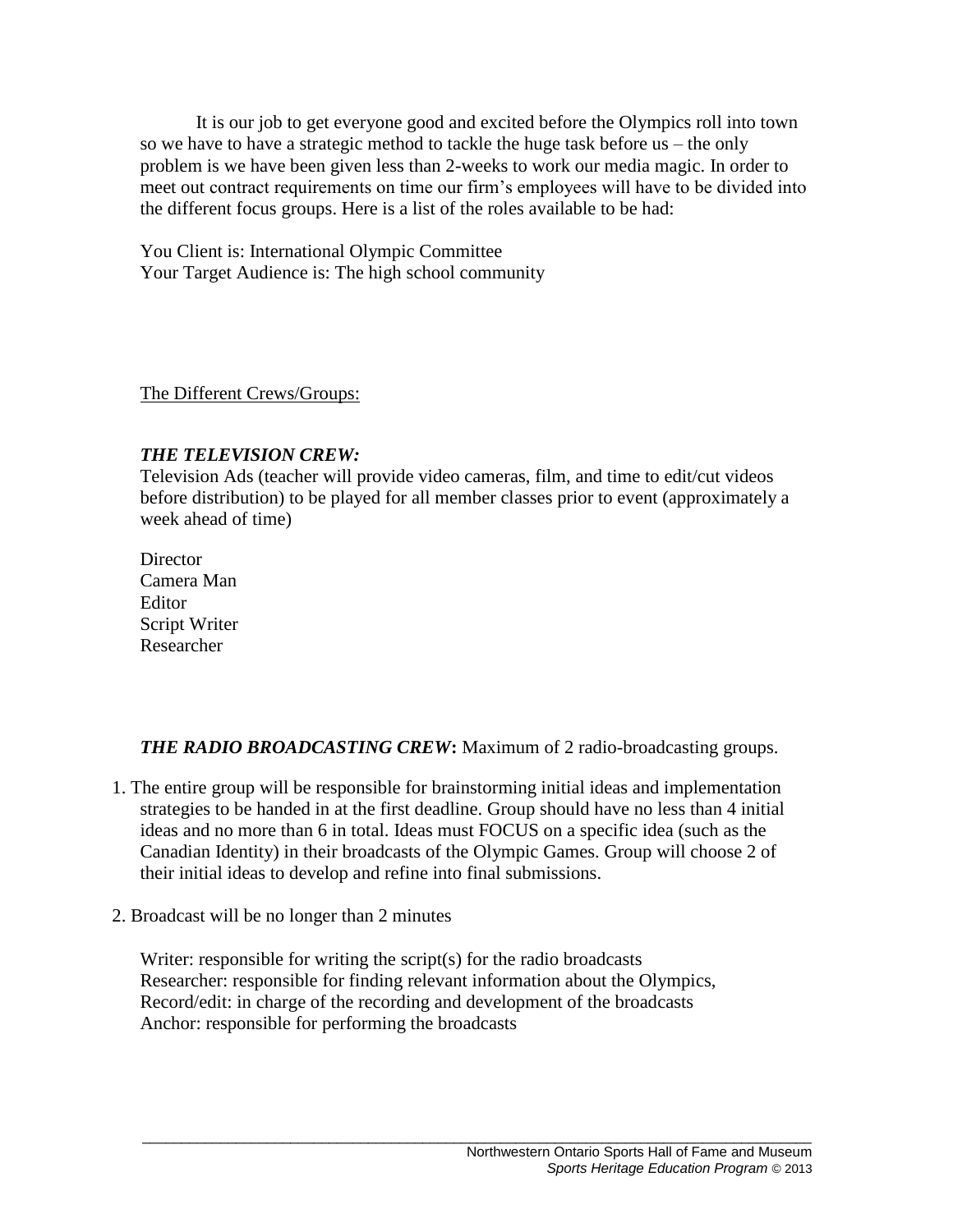It is our job to get everyone good and excited before the Olympics roll into town so we have to have a strategic method to tackle the huge task before us – the only problem is we have been given less than 2-weeks to work our media magic. In order to meet out contract requirements on time our firm's employees will have to be divided into the different focus groups. Here is a list of the roles available to be had:

You Client is: International Olympic Committee
Your Target Audience is: The high school community

The Different Crews/Groups:

***THE TELEVISION CREW:***
Television Ads (teacher will provide video cameras, film, and time to edit/cut videos before distribution) to be played for all member classes prior to event (approximately a week ahead of time)

Director
Camera Man
Editor
Script Writer
Researcher

***THE RADIO BROADCASTING CREW*:** Maximum of 2 radio-broadcasting groups.

1. The entire group will be responsible for brainstorming initial ideas and implementation strategies to be handed in at the first deadline. Group should have no less than 4 initial ideas and no more than 6 in total. Ideas must FOCUS on a specific idea (such as the Canadian Identity) in their broadcasts of the Olympic Games. Group will choose 2 of their initial ideas to develop and refine into final submissions.

2. Broadcast will be no longer than 2 minutes

Writer: responsible for writing the script(s) for the radio broadcasts
Researcher: responsible for finding relevant information about the Olympics,
Record/edit: in charge of the recording and development of the broadcasts
Anchor: responsible for performing the broadcasts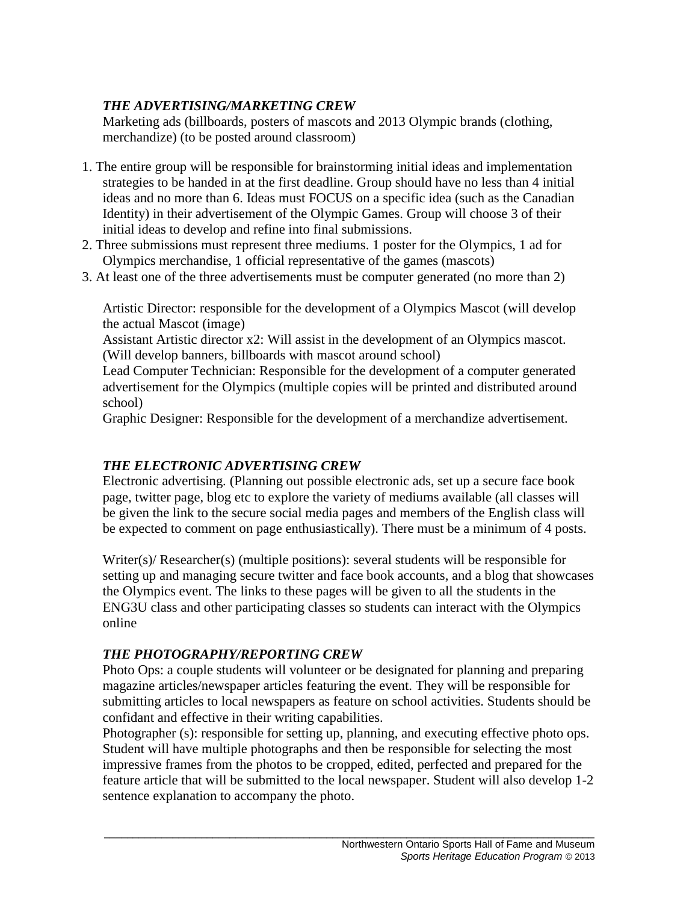***THE ADVERTISING/MARKETING CREW***

Marketing ads (billboards, posters of mascots and 2013 Olympic brands (clothing, merchandize) (to be posted around classroom)

1. The entire group will be responsible for brainstorming initial ideas and implementation strategies to be handed in at the first deadline. Group should have no less than 4 initial ideas and no more than 6. Ideas must FOCUS on a specific idea (such as the Canadian Identity) in their advertisement of the Olympic Games. Group will choose 3 of their initial ideas to develop and refine into final submissions.
2. Three submissions must represent three mediums. 1 poster for the Olympics, 1 ad for Olympics merchandise, 1 official representative of the games (mascots)
3. At least one of the three advertisements must be computer generated (no more than 2)

Artistic Director: responsible for the development of a Olympics Mascot (will develop the actual Mascot (image)

Assistant Artistic director x2: Will assist in the development of an Olympics mascot. (Will develop banners, billboards with mascot around school)

Lead Computer Technician: Responsible for the development of a computer generated advertisement for the Olympics (multiple copies will be printed and distributed around school)

Graphic Designer: Responsible for the development of a merchandize advertisement.

***THE ELECTRONIC ADVERTISING CREW***

Electronic advertising. (Planning out possible electronic ads, set up a secure face book page, twitter page, blog etc to explore the variety of mediums available (all classes will be given the link to the secure social media pages and members of the English class will be expected to comment on page enthusiastically). There must be a minimum of 4 posts.

Writer(s)/ Researcher(s) (multiple positions): several students will be responsible for setting up and managing secure twitter and face book accounts, and a blog that showcases the Olympics event. The links to these pages will be given to all the students in the ENG3U class and other participating classes so students can interact with the Olympics online

***THE PHOTOGRAPHY/REPORTING CREW***

Photo Ops: a couple students will volunteer or be designated for planning and preparing magazine articles/newspaper articles featuring the event. They will be responsible for submitting articles to local newspapers as feature on school activities. Students should be confidant and effective in their writing capabilities.

Photographer (s): responsible for setting up, planning, and executing effective photo ops. Student will have multiple photographs and then be responsible for selecting the most impressive frames from the photos to be cropped, edited, perfected and prepared for the feature article that will be submitted to the local newspaper. Student will also develop 1-2 sentence explanation to accompany the photo.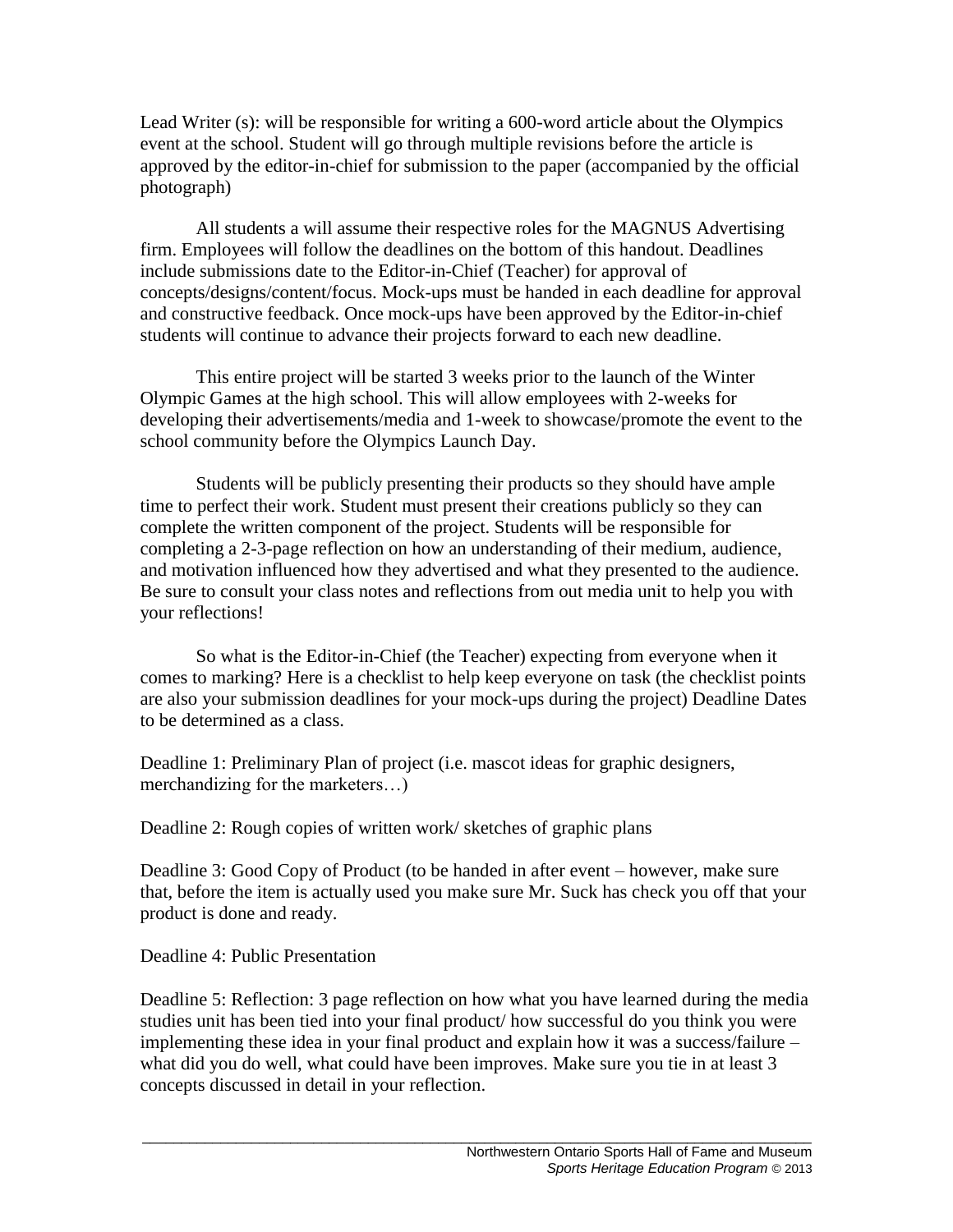Lead Writer (s): will be responsible for writing a 600-word article about the Olympics event at the school. Student will go through multiple revisions before the article is approved by the editor-in-chief for submission to the paper (accompanied by the official photograph)

All students a will assume their respective roles for the MAGNUS Advertising firm. Employees will follow the deadlines on the bottom of this handout. Deadlines include submissions date to the Editor-in-Chief (Teacher) for approval of concepts/designs/content/focus. Mock-ups must be handed in each deadline for approval and constructive feedback. Once mock-ups have been approved by the Editor-in-chief students will continue to advance their projects forward to each new deadline.

This entire project will be started 3 weeks prior to the launch of the Winter Olympic Games at the high school. This will allow employees with 2-weeks for developing their advertisements/media and 1-week to showcase/promote the event to the school community before the Olympics Launch Day.

Students will be publicly presenting their products so they should have ample time to perfect their work. Student must present their creations publicly so they can complete the written component of the project. Students will be responsible for completing a 2-3-page reflection on how an understanding of their medium, audience, and motivation influenced how they advertised and what they presented to the audience. Be sure to consult your class notes and reflections from out media unit to help you with your reflections!

So what is the Editor-in-Chief (the Teacher) expecting from everyone when it comes to marking? Here is a checklist to help keep everyone on task (the checklist points are also your submission deadlines for your mock-ups during the project) Deadline Dates to be determined as a class.

Deadline 1: Preliminary Plan of project (i.e. mascot ideas for graphic designers, merchandizing for the marketers…)

Deadline 2: Rough copies of written work/ sketches of graphic plans

Deadline 3: Good Copy of Product (to be handed in after event – however, make sure that, before the item is actually used you make sure Mr. Suck has check you off that your product is done and ready.

Deadline 4: Public Presentation

Deadline 5: Reflection: 3 page reflection on how what you have learned during the media studies unit has been tied into your final product/ how successful do you think you were implementing these idea in your final product and explain how it was a success/failure – what did you do well, what could have been improves. Make sure you tie in at least 3 concepts discussed in detail in your reflection.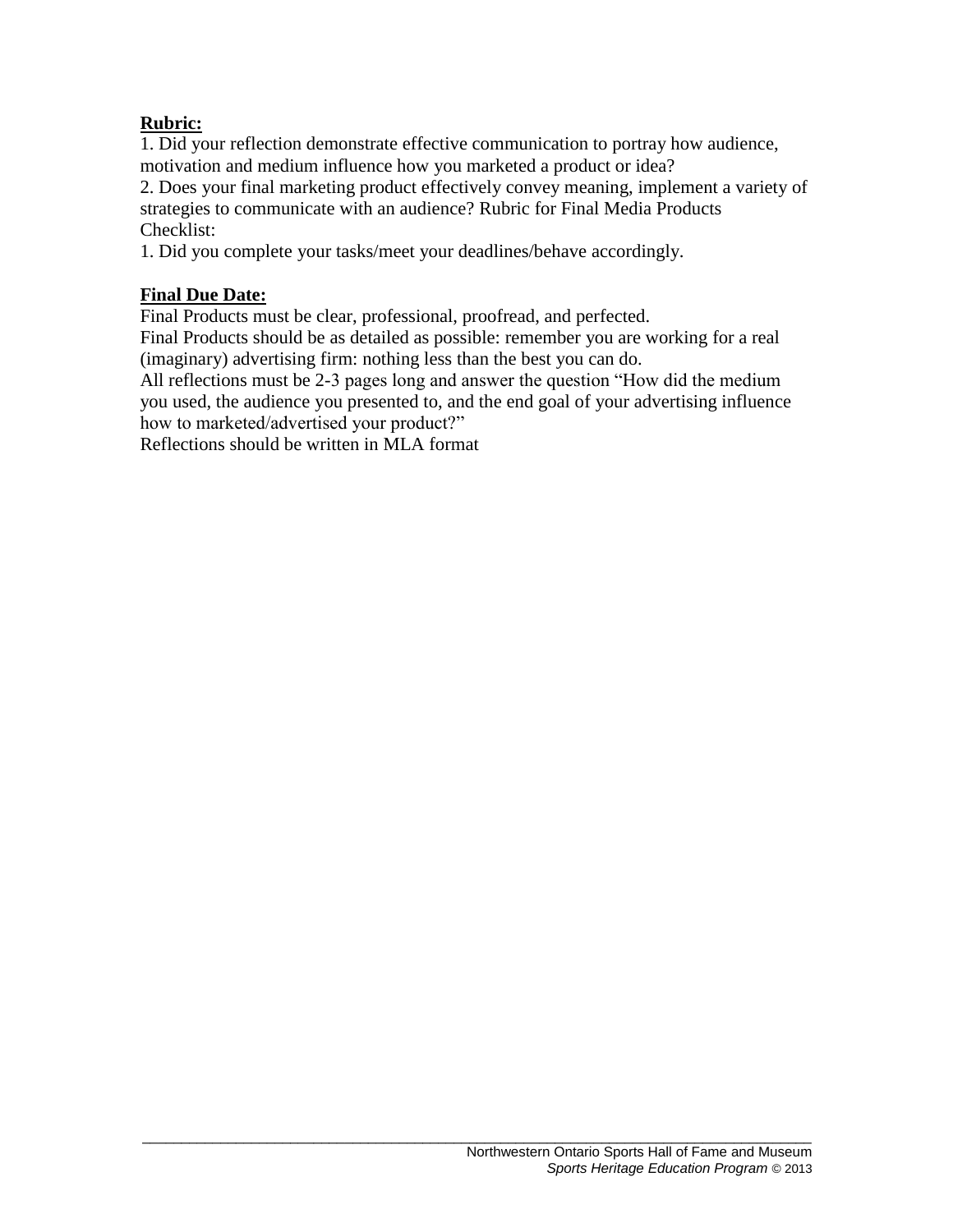**Rubric:**

1. Did your reflection demonstrate effective communication to portray how audience, motivation and medium influence how you marketed a product or idea?
2. Does your final marketing product effectively convey meaning, implement a variety of strategies to communicate with an audience? Rubric for Final Media Products

Checklist:

1. Did you complete your tasks/meet your deadlines/behave accordingly.

**Final Due Date:**

Final Products must be clear, professional, proofread, and perfected.

Final Products should be as detailed as possible: remember you are working for a real (imaginary) advertising firm: nothing less than the best you can do.

All reflections must be 2-3 pages long and answer the question "How did the medium you used, the audience you presented to, and the end goal of your advertising influence how to marketed/advertised your product?"

Reflections should be written in MLA format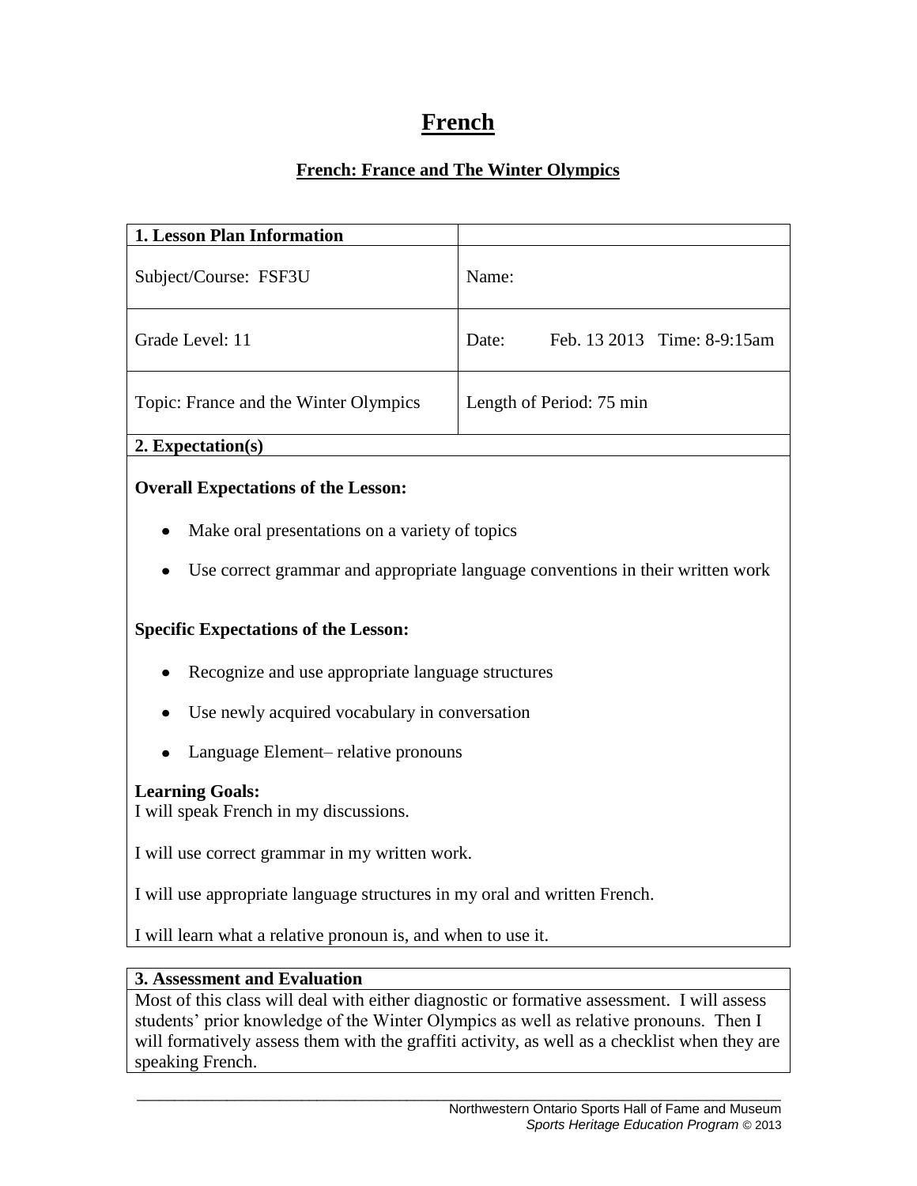# French

## French: France and The Winter Olympics

| 1. Lesson Plan Information | |
|---|---|
| Subject/Course: FSF3U | Name: |
| Grade Level: 11 | Date: Feb. 13 2013 Time: 8-9:15am |
| Topic: France and the Winter Olympics | Length of Period: 75 min |

**2. Expectation(s)**

**Overall Expectations of the Lesson:**

- Make oral presentations on a variety of topics
- Use correct grammar and appropriate language conventions in their written work

**Specific Expectations of the Lesson:**

- Recognize and use appropriate language structures
- Use newly acquired vocabulary in conversation
- Language Element– relative pronouns

**Learning Goals:**
I will speak French in my discussions.

I will use correct grammar in my written work.

I will use appropriate language structures in my oral and written French.

I will learn what a relative pronoun is, and when to use it.

**3. Assessment and Evaluation**

Most of this class will deal with either diagnostic or formative assessment. I will assess students' prior knowledge of the Winter Olympics as well as relative pronouns. Then I will formatively assess them with the graffiti activity, as well as a checklist when they are speaking French.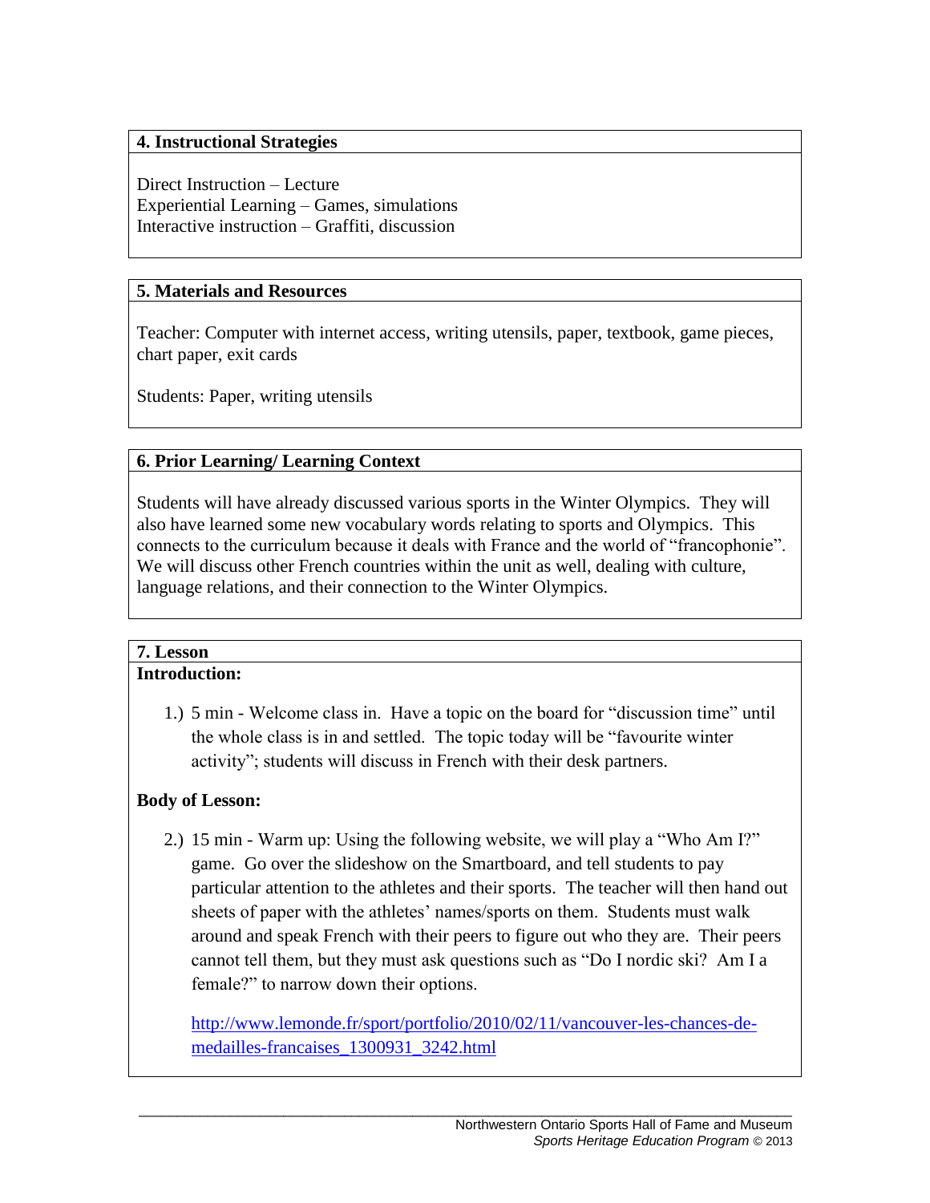### 4. Instructional Strategies

Direct Instruction – Lecture
Experiential Learning – Games, simulations
Interactive instruction – Graffiti, discussion

### 5. Materials and Resources

Teacher: Computer with internet access, writing utensils, paper, textbook, game pieces, chart paper, exit cards

Students: Paper, writing utensils

### 6. Prior Learning/ Learning Context

Students will have already discussed various sports in the Winter Olympics. They will also have learned some new vocabulary words relating to sports and Olympics. This connects to the curriculum because it deals with France and the world of "francophonie". We will discuss other French countries within the unit as well, dealing with culture, language relations, and their connection to the Winter Olympics.

### 7. Lesson

**Introduction:**

1.) 5 min - Welcome class in. Have a topic on the board for "discussion time" until the whole class is in and settled. The topic today will be "favourite winter activity"; students will discuss in French with their desk partners.

**Body of Lesson:**

2.) 15 min - Warm up: Using the following website, we will play a "Who Am I?" game. Go over the slideshow on the Smartboard, and tell students to pay particular attention to the athletes and their sports. The teacher will then hand out sheets of paper with the athletes' names/sports on them. Students must walk around and speak French with their peers to figure out who they are. Their peers cannot tell them, but they must ask questions such as "Do I nordic ski? Am I a female?" to narrow down their options.

[http://www.lemonde.fr/sport/portfolio/2010/02/11/vancouver-les-chances-de-medailles-francaises_1300931_3242.html](http://www.lemonde.fr/sport/portfolio/2010/02/11/vancouver-les-chances-de-medailles-francaises_1300931_3242.html)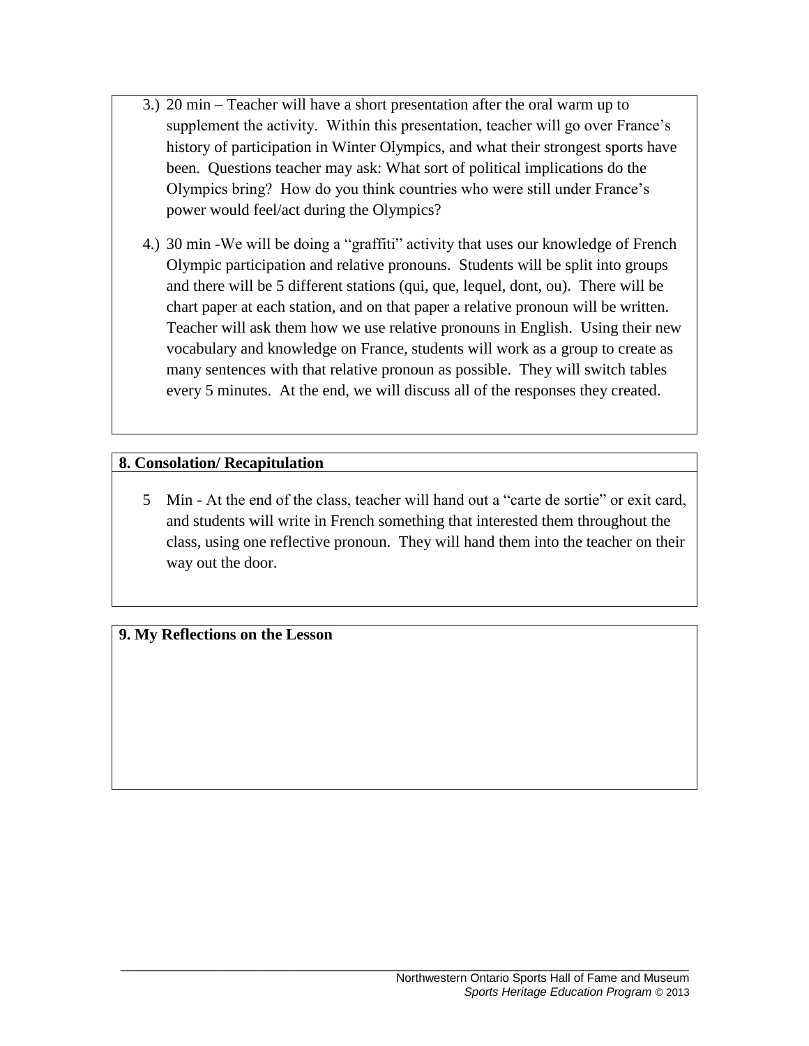3.) 20 min – Teacher will have a short presentation after the oral warm up to supplement the activity. Within this presentation, teacher will go over France's history of participation in Winter Olympics, and what their strongest sports have been. Questions teacher may ask: What sort of political implications do the Olympics bring? How do you think countries who were still under France's power would feel/act during the Olympics?

4.) 30 min -We will be doing a "graffiti" activity that uses our knowledge of French Olympic participation and relative pronouns. Students will be split into groups and there will be 5 different stations (qui, que, lequel, dont, ou). There will be chart paper at each station, and on that paper a relative pronoun will be written. Teacher will ask them how we use relative pronouns in English. Using their new vocabulary and knowledge on France, students will work as a group to create as many sentences with that relative pronoun as possible. They will switch tables every 5 minutes. At the end, we will discuss all of the responses they created.

**8. Consolation/ Recapitulation**

5 Min - At the end of the class, teacher will hand out a "carte de sortie" or exit card, and students will write in French something that interested them throughout the class, using one reflective pronoun. They will hand them into the teacher on their way out the door.

**9. My Reflections on the Lesson**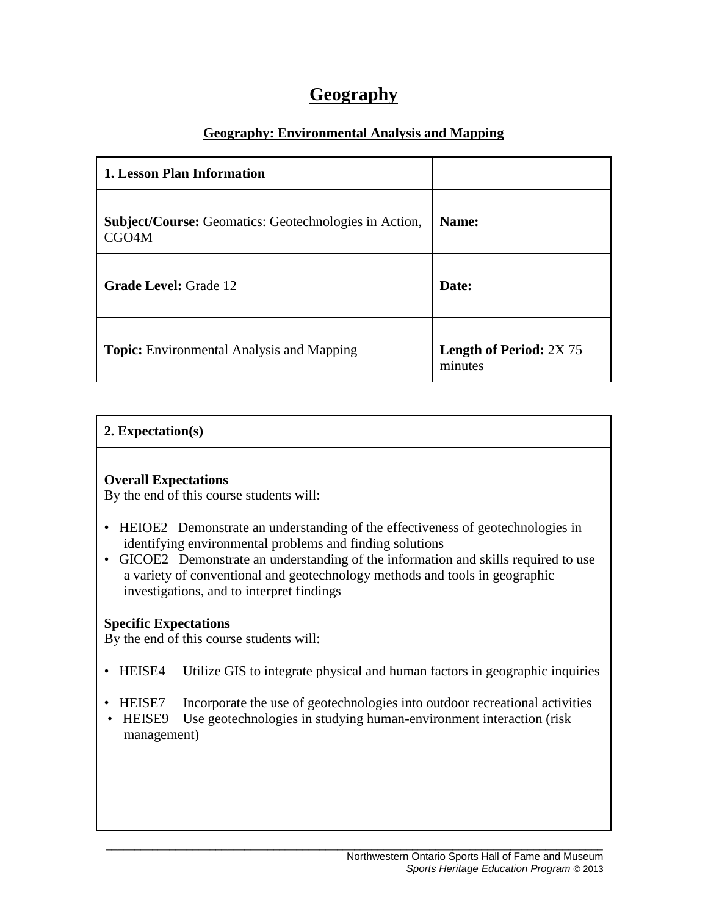# Geography

## Geography: Environmental Analysis and Mapping

| **1. Lesson Plan Information** | |
|---|---|
| **Subject/Course:** Geomatics: Geotechnologies in Action, CGO4M | **Name:** |
| **Grade Level:** Grade 12 | **Date:** |
| **Topic:** Environmental Analysis and Mapping | **Length of Period:** 2X 75 minutes |

**2. Expectation(s)**

**Overall Expectations**
By the end of this course students will:

- HEIOE2 Demonstrate an understanding of the effectiveness of geotechnologies in identifying environmental problems and finding solutions
- GICOE2 Demonstrate an understanding of the information and skills required to use a variety of conventional and geotechnology methods and tools in geographic investigations, and to interpret findings

**Specific Expectations**
By the end of this course students will:

- HEISE4 Utilize GIS to integrate physical and human factors in geographic inquiries
- HEISE7 Incorporate the use of geotechnologies into outdoor recreational activities
- HEISE9 Use geotechnologies in studying human-environment interaction (risk management)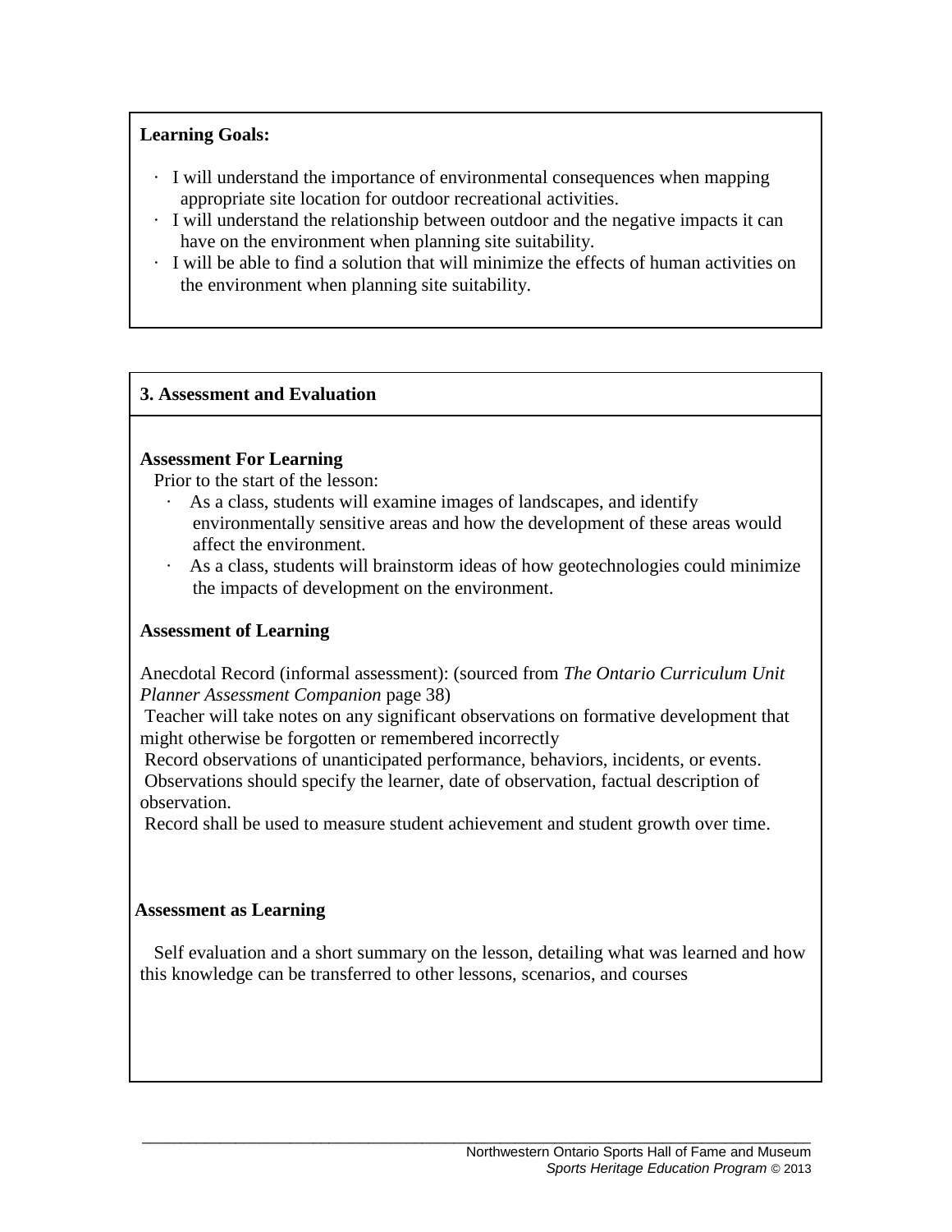**Learning Goals:**

- I will understand the importance of environmental consequences when mapping appropriate site location for outdoor recreational activities.
- I will understand the relationship between outdoor and the negative impacts it can have on the environment when planning site suitability.
- I will be able to find a solution that will minimize the effects of human activities on the environment when planning site suitability.

## 3. Assessment and Evaluation

**Assessment For Learning**

Prior to the start of the lesson:

- As a class, students will examine images of landscapes, and identify environmentally sensitive areas and how the development of these areas would affect the environment.
- As a class, students will brainstorm ideas of how geotechnologies could minimize the impacts of development on the environment.

**Assessment of Learning**

Anecdotal Record (informal assessment): (sourced from *The Ontario Curriculum Unit Planner Assessment Companion* page 38)

Teacher will take notes on any significant observations on formative development that might otherwise be forgotten or remembered incorrectly

Record observations of unanticipated performance, behaviors, incidents, or events.

Observations should specify the learner, date of observation, factual description of observation.

Record shall be used to measure student achievement and student growth over time.

**Assessment as Learning**

Self evaluation and a short summary on the lesson, detailing what was learned and how this knowledge can be transferred to other lessons, scenarios, and courses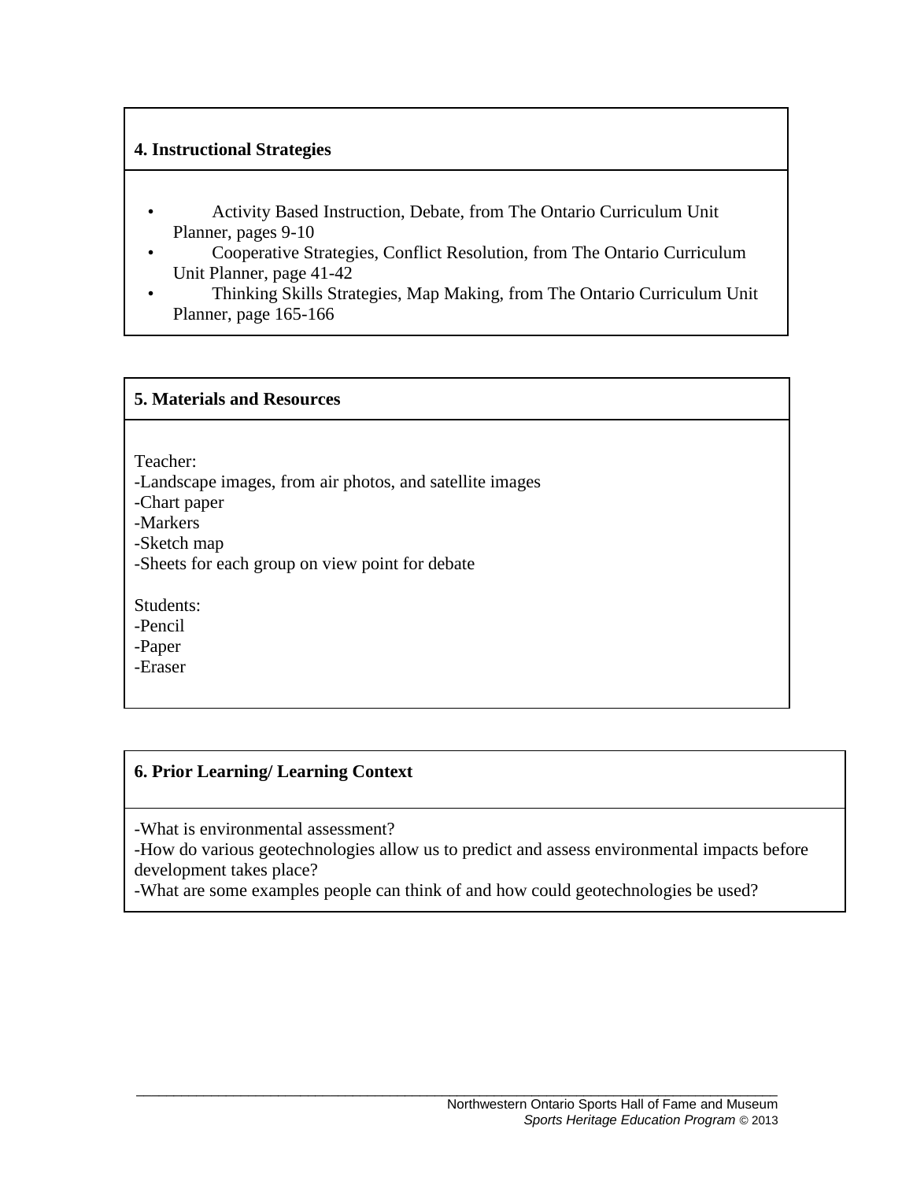## 4. Instructional Strategies

- Activity Based Instruction, Debate, from The Ontario Curriculum Unit Planner, pages 9-10
- Cooperative Strategies, Conflict Resolution, from The Ontario Curriculum Unit Planner, page 41-42
- Thinking Skills Strategies, Map Making, from The Ontario Curriculum Unit Planner, page 165-166

## 5. Materials and Resources

Teacher:
-Landscape images, from air photos, and satellite images
-Chart paper
-Markers
-Sketch map
-Sheets for each group on view point for debate

Students:
-Pencil
-Paper
-Eraser

## 6. Prior Learning/ Learning Context

-What is environmental assessment?
-How do various geotechnologies allow us to predict and assess environmental impacts before development takes place?
-What are some examples people can think of and how could geotechnologies be used?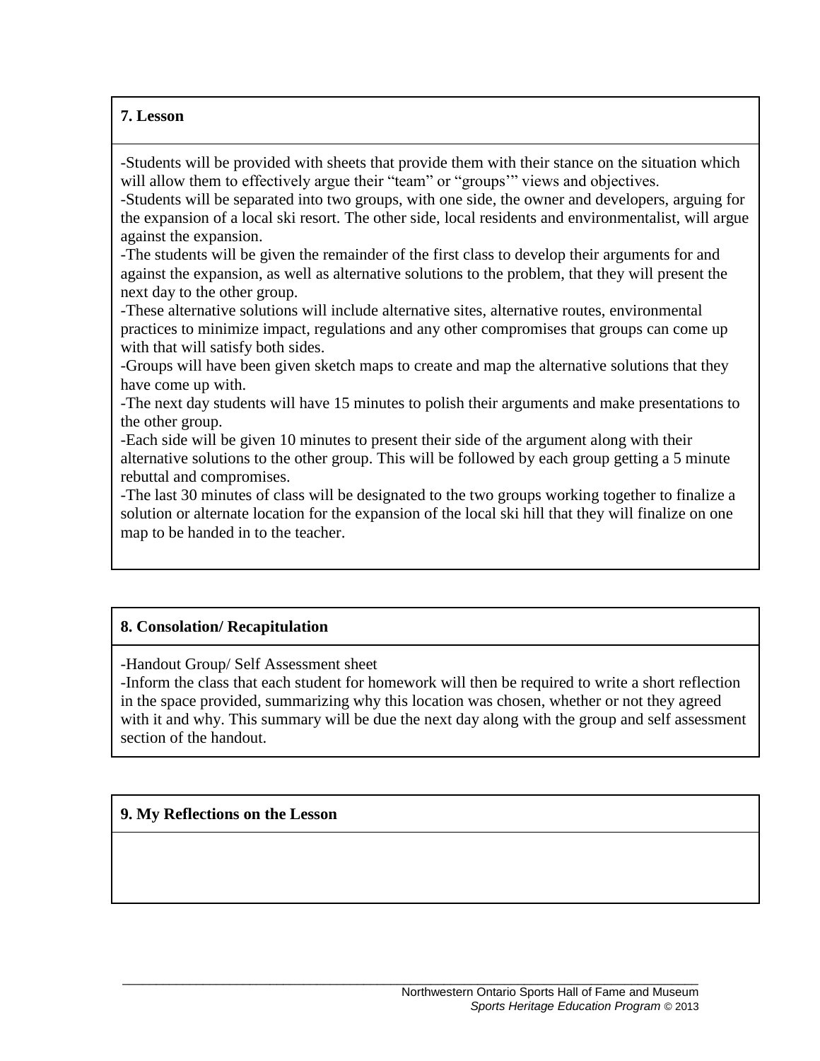## 7. Lesson

-Students will be provided with sheets that provide them with their stance on the situation which will allow them to effectively argue their "team" or "groups'" views and objectives.
-Students will be separated into two groups, with one side, the owner and developers, arguing for the expansion of a local ski resort. The other side, local residents and environmentalist, will argue against the expansion.
-The students will be given the remainder of the first class to develop their arguments for and against the expansion, as well as alternative solutions to the problem, that they will present the next day to the other group.
-These alternative solutions will include alternative sites, alternative routes, environmental practices to minimize impact, regulations and any other compromises that groups can come up with that will satisfy both sides.
-Groups will have been given sketch maps to create and map the alternative solutions that they have come up with.
-The next day students will have 15 minutes to polish their arguments and make presentations to the other group.
-Each side will be given 10 minutes to present their side of the argument along with their alternative solutions to the other group. This will be followed by each group getting a 5 minute rebuttal and compromises.
-The last 30 minutes of class will be designated to the two groups working together to finalize a solution or alternate location for the expansion of the local ski hill that they will finalize on one map to be handed in to the teacher.

## 8. Consolation/ Recapitulation

-Handout Group/ Self Assessment sheet
-Inform the class that each student for homework will then be required to write a short reflection in the space provided, summarizing why this location was chosen, whether or not they agreed with it and why. This summary will be due the next day along with the group and self assessment section of the handout.

## 9. My Reflections on the Lesson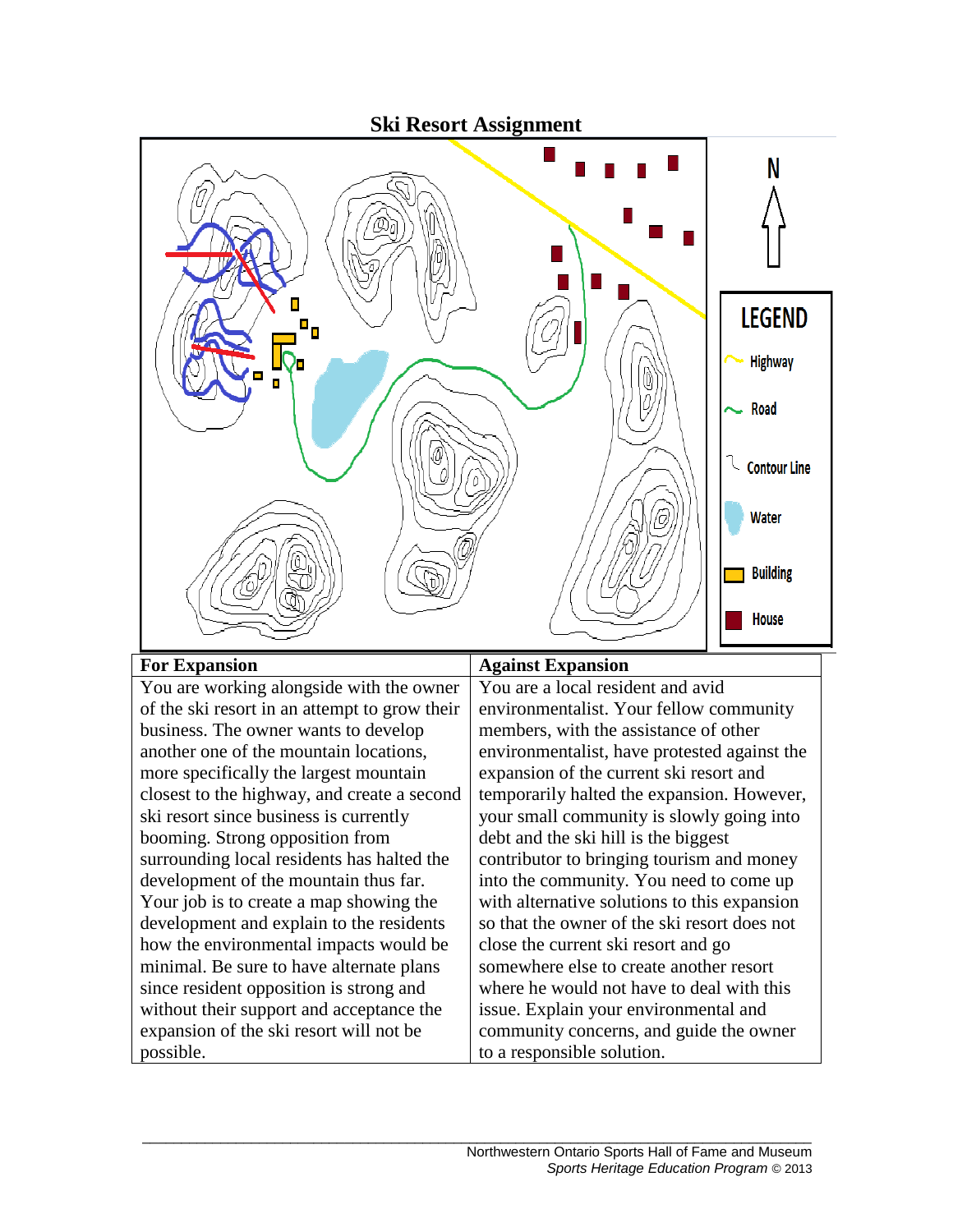# Ski Resort Assignment

N

LEGEND

Highway

Road

Contour Line

Water

Building

House

| For Expansion | Against Expansion |
|---|---|
| You are working alongside with the owner of the ski resort in an attempt to grow their business. The owner wants to develop another one of the mountain locations, more specifically the largest mountain closest to the highway, and create a second ski resort since business is currently booming. Strong opposition from surrounding local residents has halted the development of the mountain thus far. Your job is to create a map showing the development and explain to the residents how the environmental impacts would be minimal. Be sure to have alternate plans since resident opposition is strong and without their support and acceptance the expansion of the ski resort will not be possible. | You are a local resident and avid environmentalist. Your fellow community members, with the assistance of other environmentalist, have protested against the expansion of the current ski resort and temporarily halted the expansion. However, your small community is slowly going into debt and the ski hill is the biggest contributor to bringing tourism and money into the community. You need to come up with alternative solutions to this expansion so that the owner of the ski resort does not close the current ski resort and go somewhere else to create another resort where he would not have to deal with this issue. Explain your environmental and community concerns, and guide the owner to a responsible solution. |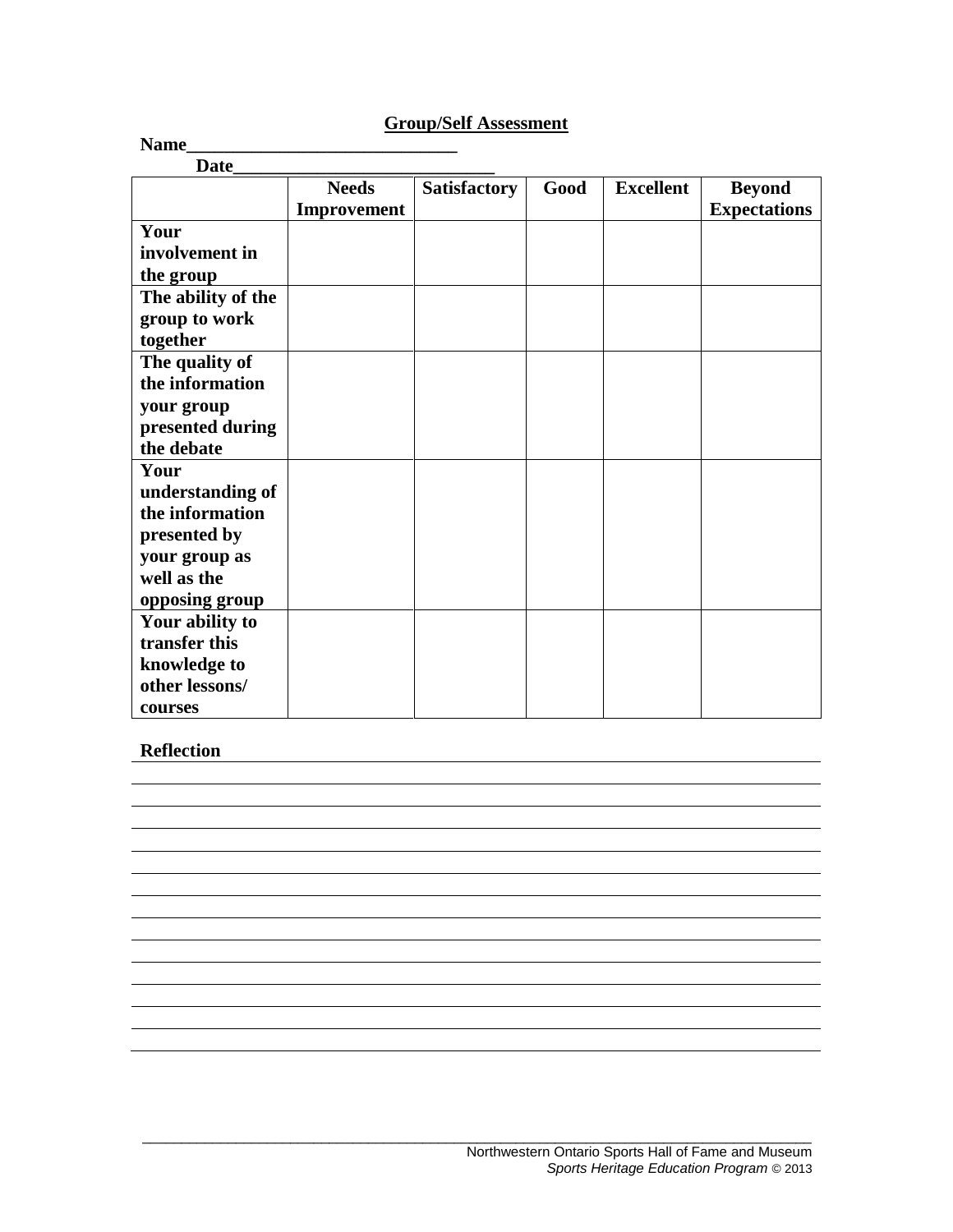## Group/Self Assessment

**Name_____________________________**

**Date____________________________**

| | Needs Improvement | Satisfactory | Good | Excellent | Beyond Expectations |
|---|---|---|---|---|---|
| **Your involvement in the group** | | | | | |
| **The ability of the group to work together** | | | | | |
| **The quality of the information your group presented during the debate** | | | | | |
| **Your understanding of the information presented by your group as well as the opposing group** | | | | | |
| **Your ability to transfer this knowledge to other lessons/ courses** | | | | | |

**Reflection**

______________________________________________________________________________

______________________________________________________________________________

______________________________________________________________________________

______________________________________________________________________________

______________________________________________________________________________

______________________________________________________________________________

______________________________________________________________________________

______________________________________________________________________________

______________________________________________________________________________

______________________________________________________________________________

______________________________________________________________________________

______________________________________________________________________________

______________________________________________________________________________

______________________________________________________________________________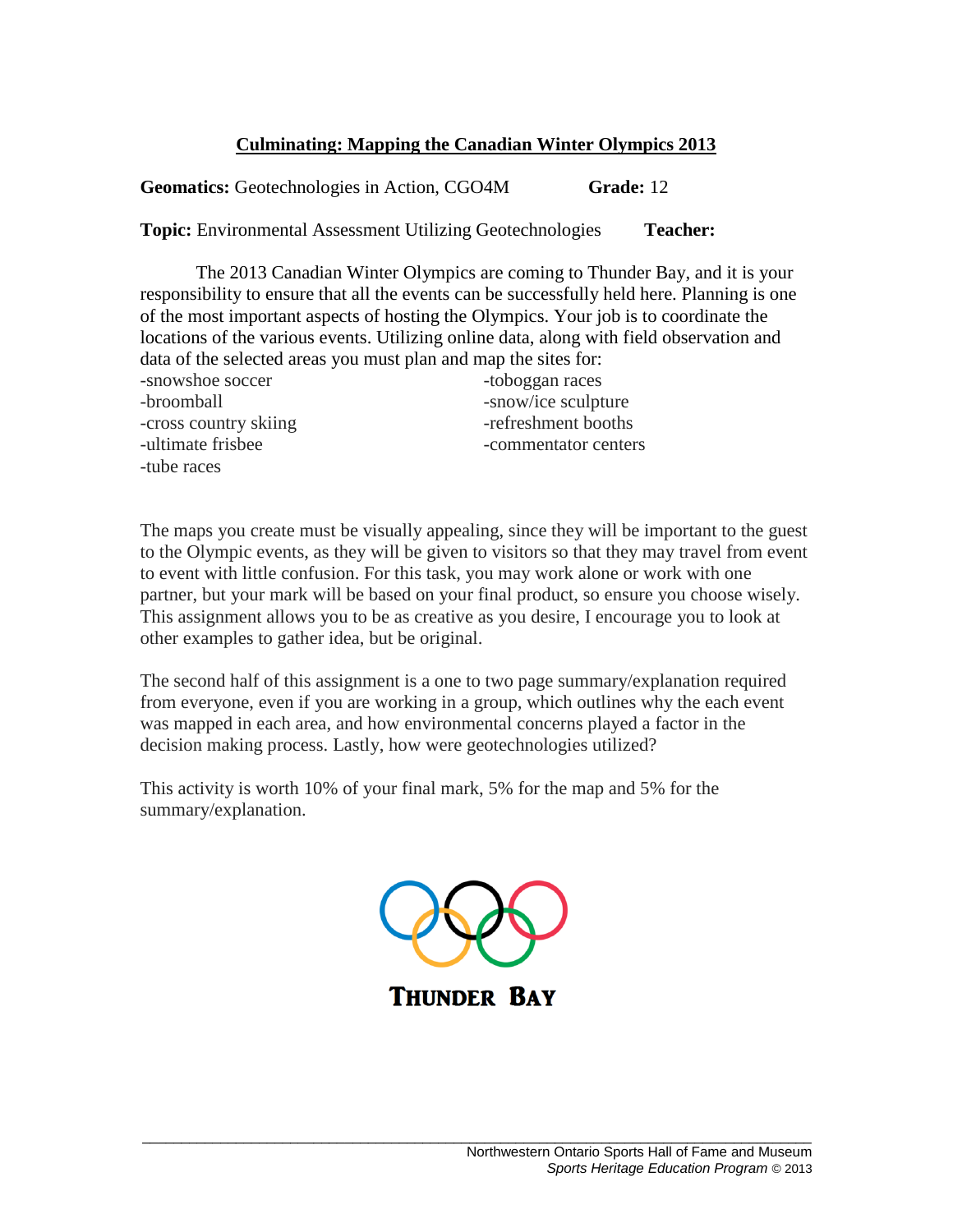## Culminating: Mapping the Canadian Winter Olympics 2013

**Geomatics:** Geotechnologies in Action, CGO4M **Grade:** 12

**Topic:** Environmental Assessment Utilizing Geotechnologies **Teacher:**

The 2013 Canadian Winter Olympics are coming to Thunder Bay, and it is your responsibility to ensure that all the events can be successfully held here. Planning is one of the most important aspects of hosting the Olympics. Your job is to coordinate the locations of the various events. Utilizing online data, along with field observation and data of the selected areas you must plan and map the sites for:

- snowshoe soccer
- broomball
- cross country skiing
- ultimate frisbee
- tube races
- toboggan races
- snow/ice sculpture
- refreshment booths
- commentator centers

The maps you create must be visually appealing, since they will be important to the guest to the Olympic events, as they will be given to visitors so that they may travel from event to event with little confusion. For this task, you may work alone or work with one partner, but your mark will be based on your final product, so ensure you choose wisely. This assignment allows you to be as creative as you desire, I encourage you to look at other examples to gather idea, but be original.

The second half of this assignment is a one to two page summary/explanation required from everyone, even if you are working in a group, which outlines why the each event was mapped in each area, and how environmental concerns played a factor in the decision making process. Lastly, how were geotechnologies utilized?

This activity is worth 10% of your final mark, 5% for the map and 5% for the summary/explanation.

THUNDER BAY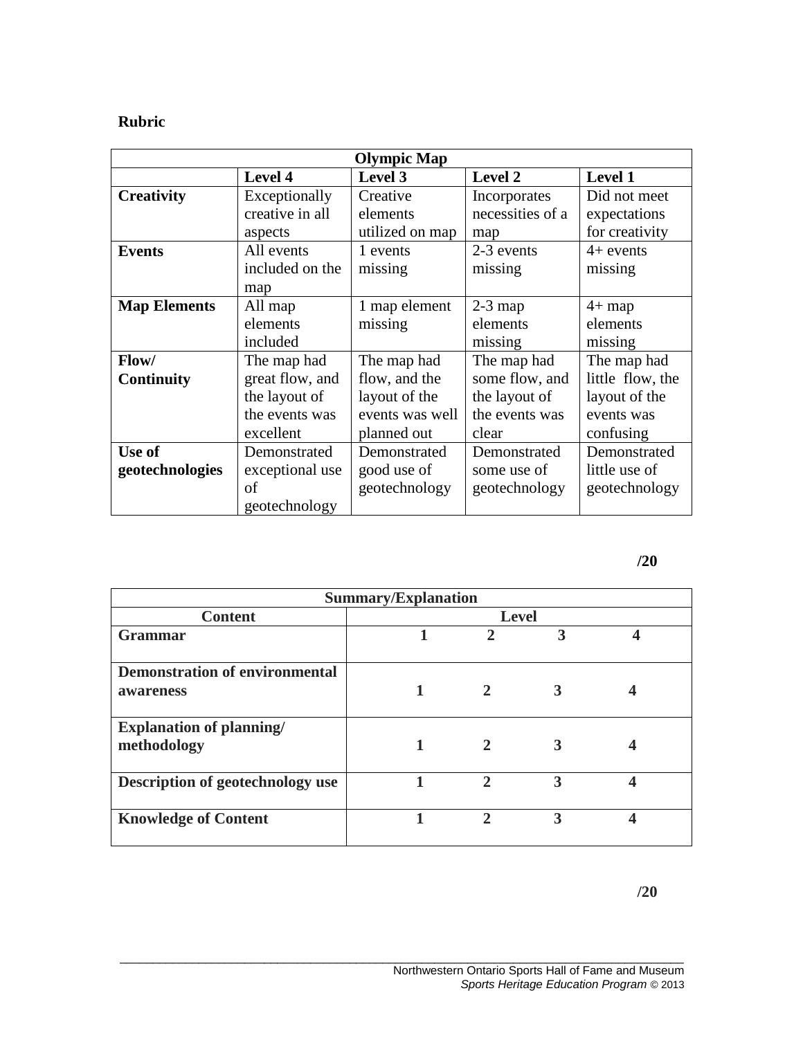**Rubric**

| Olympic Map | | | | |
|---|---|---|---|---|
| | **Level 4** | **Level 3** | **Level 2** | **Level 1** |
| **Creativity** | Exceptionally creative in all aspects | Creative elements utilized on map | Incorporates necessities of a map | Did not meet expectations for creativity |
| **Events** | All events included on the map | 1 events missing | 2-3 events missing | 4+ events missing |
| **Map Elements** | All map elements included | 1 map element missing | 2-3 map elements missing | 4+ map elements missing |
| **Flow/ Continuity** | The map had great flow, and the layout of the events was excellent | The map had flow, and the layout of the events was well planned out | The map had some flow, and the layout of the events was clear | The map had little flow, the layout of the events was confusing |
| **Use of geotechnologies** | Demonstrated exceptional use of geotechnology | Demonstrated good use of geotechnology | Demonstrated some use of geotechnology | Demonstrated little use of geotechnology |

**/20**

| Summary/Explanation | | | | |
|---|---|---|---|---|
| **Content** | **Level** | | | |
| **Grammar** | **1** | **2** | **3** | **4** |
| **Demonstration of environmental awareness** | **1** | **2** | **3** | **4** |
| **Explanation of planning/ methodology** | **1** | **2** | **3** | **4** |
| **Description of geotechnology use** | **1** | **2** | **3** | **4** |
| **Knowledge of Content** | **1** | **2** | **3** | **4** |

**/20**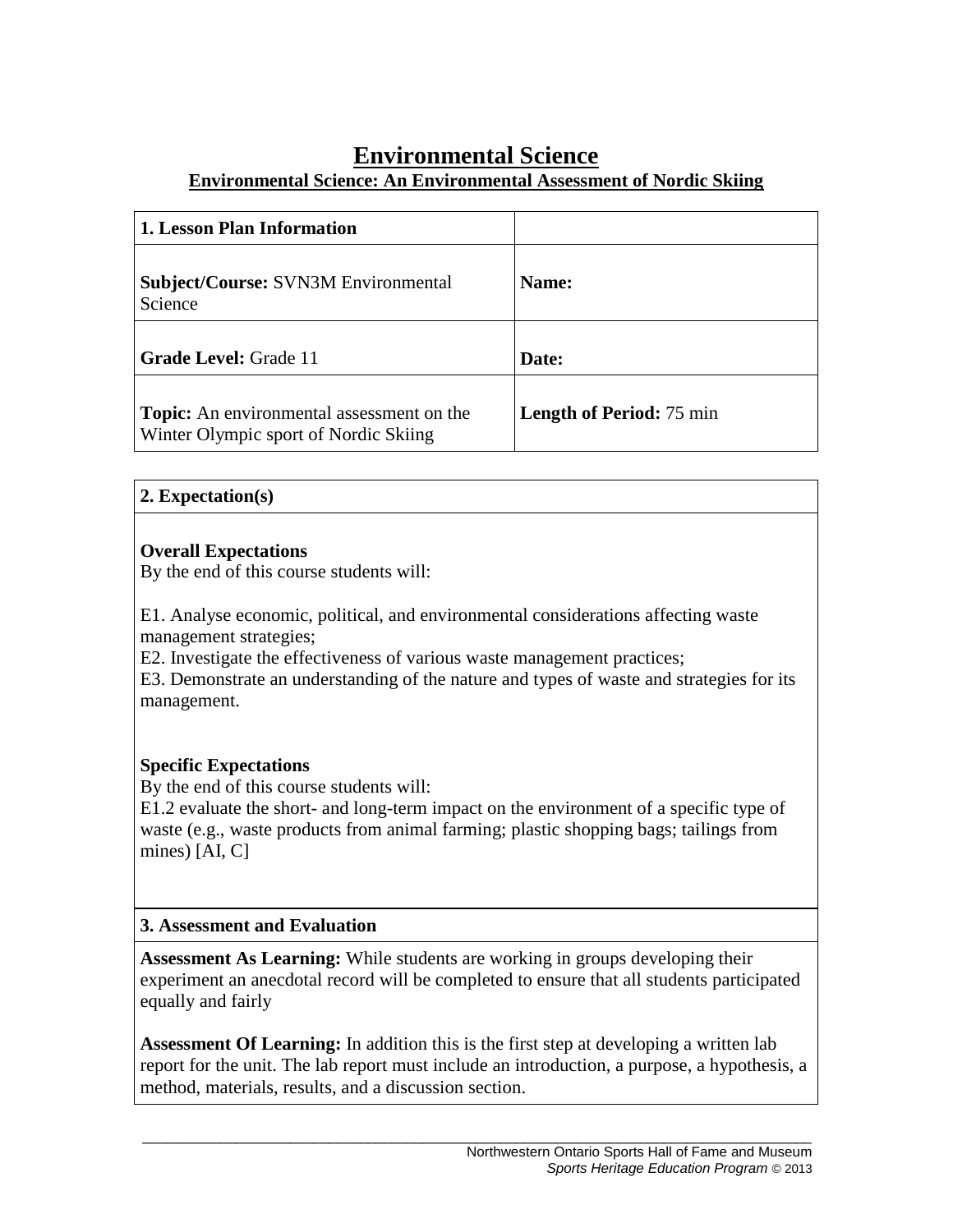# Environmental Science

## Environmental Science: An Environmental Assessment of Nordic Skiing

| **1. Lesson Plan Information** | |
|---|---|
| **Subject/Course:** SVN3M Environmental Science | **Name:** |
| **Grade Level:** Grade 11 | **Date:** |
| **Topic:** An environmental assessment on the Winter Olympic sport of Nordic Skiing | **Length of Period:** 75 min |

### 2. Expectation(s)

**Overall Expectations**
By the end of this course students will:

E1. Analyse economic, political, and environmental considerations affecting waste management strategies;
E2. Investigate the effectiveness of various waste management practices;
E3. Demonstrate an understanding of the nature and types of waste and strategies for its management.

**Specific Expectations**
By the end of this course students will:
E1.2 evaluate the short- and long-term impact on the environment of a specific type of waste (e.g., waste products from animal farming; plastic shopping bags; tailings from mines) [AI, C]

### 3. Assessment and Evaluation

**Assessment As Learning:** While students are working in groups developing their experiment an anecdotal record will be completed to ensure that all students participated equally and fairly

**Assessment Of Learning:** In addition this is the first step at developing a written lab report for the unit. The lab report must include an introduction, a purpose, a hypothesis, a method, materials, results, and a discussion section.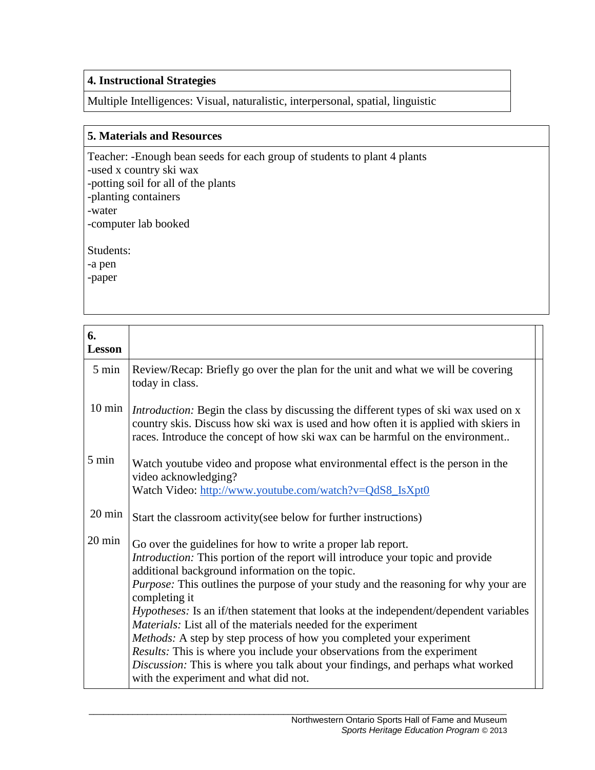| **4. Instructional Strategies** |
| --- |
| Multiple Intelligences: Visual, naturalistic, interpersonal, spatial, linguistic |

| **5. Materials and Resources** |
| --- |
| Teacher: -Enough bean seeds for each group of students to plant 4 plants<br>-used x country ski wax<br>-potting soil for all of the plants<br>-planting containers<br>-water<br>-computer lab booked<br><br>Students:<br>-a pen<br>-paper |

| **6. Lesson** | |
| --- | --- |
| 5 min | Review/Recap: Briefly go over the plan for the unit and what we will be covering today in class. |
| 10 min | *Introduction:* Begin the class by discussing the different types of ski wax used on x country skis. Discuss how ski wax is used and how often it is applied with skiers in races. Introduce the concept of how ski wax can be harmful on the environment.. |
| 5 min | Watch youtube video and propose what environmental effect is the person in the video acknowledging?<br>Watch Video: [http://www.youtube.com/watch?v=QdS8_IsXpt0](http://www.youtube.com/watch?v=QdS8_IsXpt0) |
| 20 min | Start the classroom activity(see below for further instructions) |
| 20 min | Go over the guidelines for how to write a proper lab report.<br>*Introduction:* This portion of the report will introduce your topic and provide additional background information on the topic.<br>*Purpose:* This outlines the purpose of your study and the reasoning for why your are completing it<br>*Hypotheses:* Is an if/then statement that looks at the independent/dependent variables<br>*Materials:* List all of the materials needed for the experiment<br>*Methods:* A step by step process of how you completed your experiment<br>*Results:* This is where you include your observations from the experiment<br>*Discussion:* This is where you talk about your findings, and perhaps what worked with the experiment and what did not. |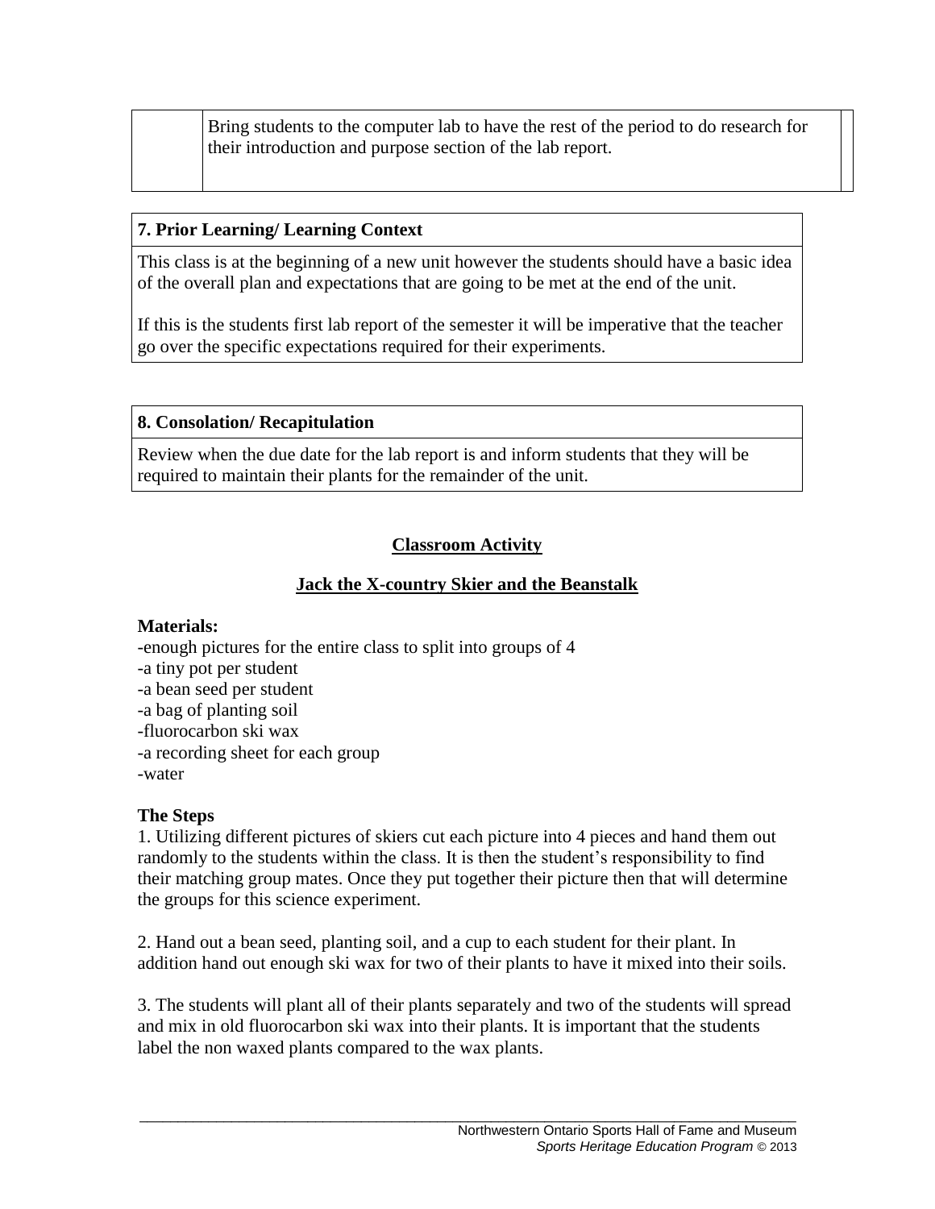| | Bring students to the computer lab to have the rest of the period to do research for their introduction and purpose section of the lab report. |
|---|---|

**7. Prior Learning/ Learning Context**

This class is at the beginning of a new unit however the students should have a basic idea of the overall plan and expectations that are going to be met at the end of the unit.

If this is the students first lab report of the semester it will be imperative that the teacher go over the specific expectations required for their experiments.

**8. Consolation/ Recapitulation**

Review when the due date for the lab report is and inform students that they will be required to maintain their plants for the remainder of the unit.

## Classroom Activity

## Jack the X-country Skier and the Beanstalk

**Materials:**

-enough pictures for the entire class to split into groups of 4
-a tiny pot per student
-a bean seed per student
-a bag of planting soil
-fluorocarbon ski wax
-a recording sheet for each group
-water

**The Steps**

1. Utilizing different pictures of skiers cut each picture into 4 pieces and hand them out randomly to the students within the class. It is then the student's responsibility to find their matching group mates. Once they put together their picture then that will determine the groups for this science experiment.

2. Hand out a bean seed, planting soil, and a cup to each student for their plant. In addition hand out enough ski wax for two of their plants to have it mixed into their soils.

3. The students will plant all of their plants separately and two of the students will spread and mix in old fluorocarbon ski wax into their plants. It is important that the students label the non waxed plants compared to the wax plants.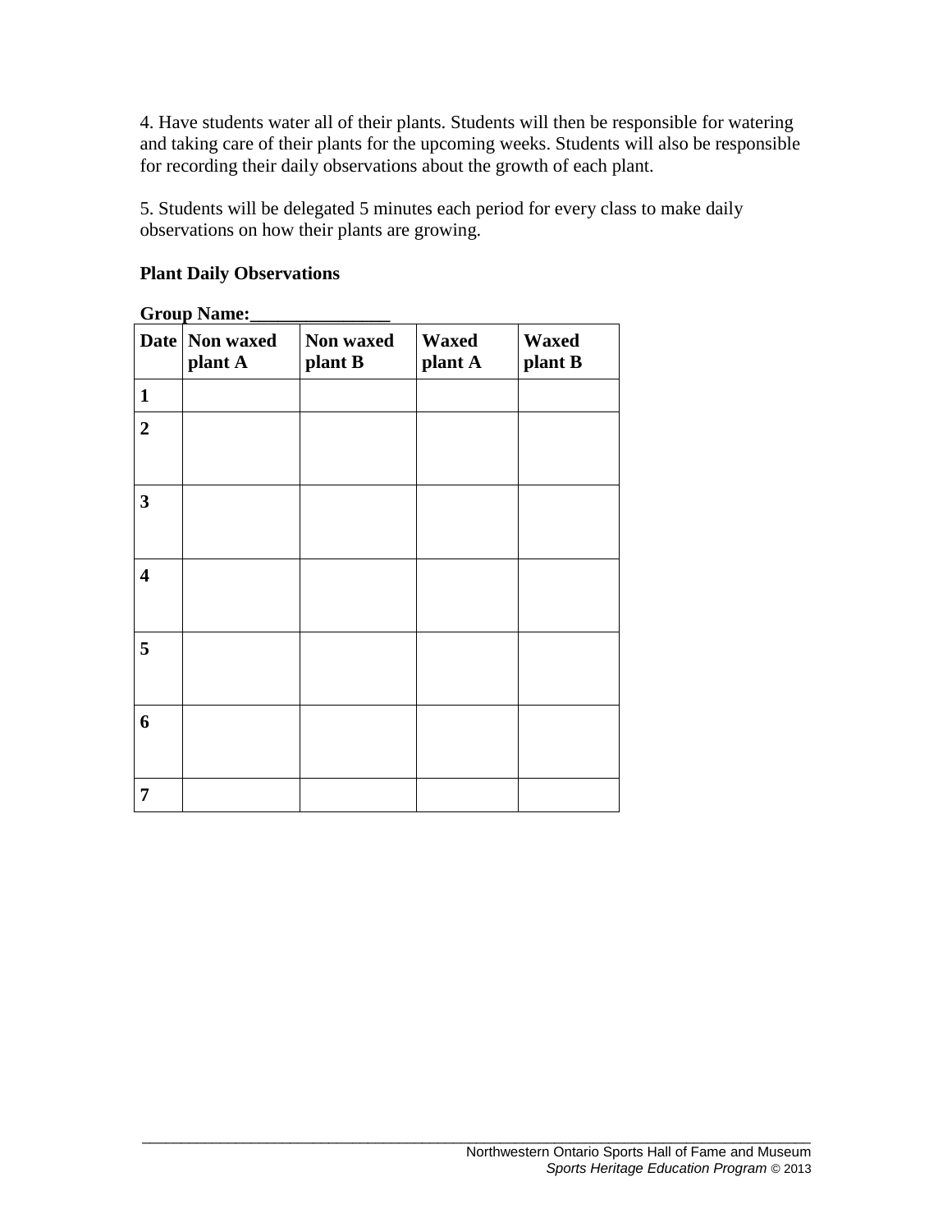4. Have students water all of their plants. Students will then be responsible for watering and taking care of their plants for the upcoming weeks. Students will also be responsible for recording their daily observations about the growth of each plant.

5. Students will be delegated 5 minutes each period for every class to make daily observations on how their plants are growing.

**Plant Daily Observations**

**Group Name:_______________**

| Date | Non waxed plant A | Non waxed plant B | Waxed plant A | Waxed plant B |
|---|---|---|---|---|
| 1 | | | | |
| 2 | | | | |
| 3 | | | | |
| 4 | | | | |
| 5 | | | | |
| 6 | | | | |
| 7 | | | | |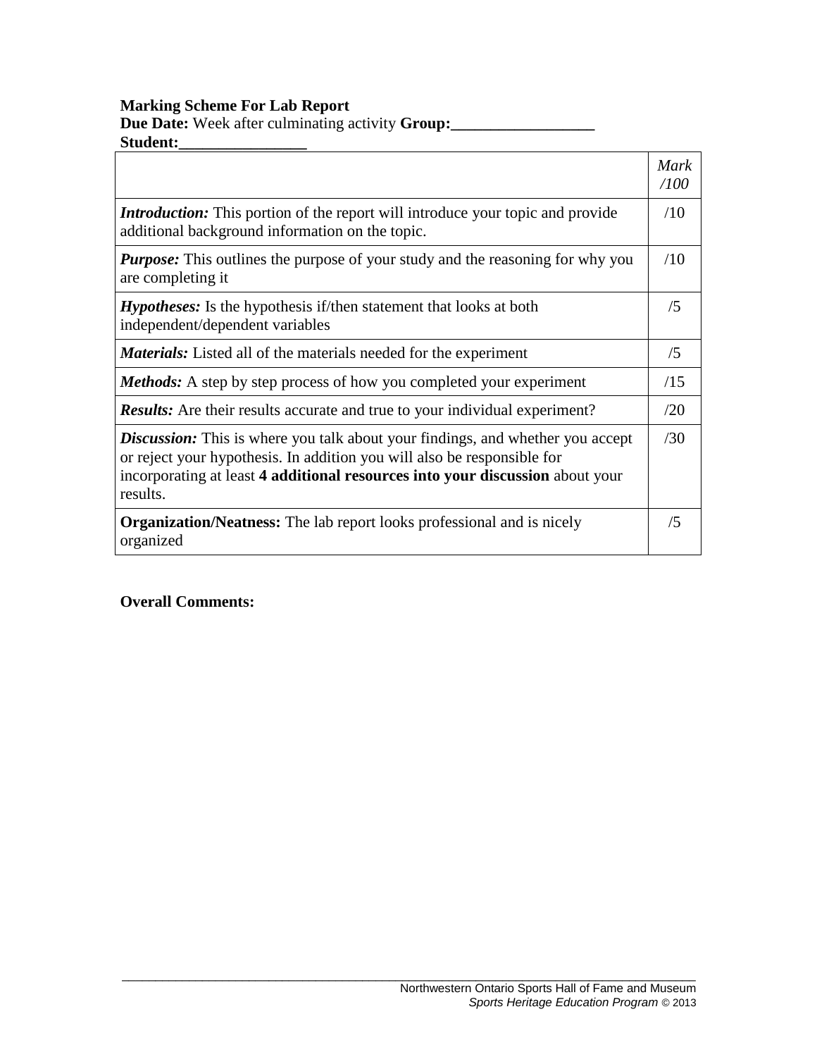**Marking Scheme For Lab Report**
**Due Date:** Week after culminating activity **Group:__________________**
**Student:________________**

| | *Mark /100* |
|---|---|
| ***Introduction:*** This portion of the report will introduce your topic and provide additional background information on the topic. | /10 |
| ***Purpose:*** This outlines the purpose of your study and the reasoning for why you are completing it | /10 |
| ***Hypotheses:*** Is the hypothesis if/then statement that looks at both independent/dependent variables | /5 |
| ***Materials:*** Listed all of the materials needed for the experiment | /5 |
| ***Methods:*** A step by step process of how you completed your experiment | /15 |
| ***Results:*** Are their results accurate and true to your individual experiment? | /20 |
| ***Discussion:*** This is where you talk about your findings, and whether you accept or reject your hypothesis. In addition you will also be responsible for incorporating at least **4 additional resources into your discussion** about your results. | /30 |
| **Organization/Neatness:** The lab report looks professional and is nicely organized | /5 |

**Overall Comments:**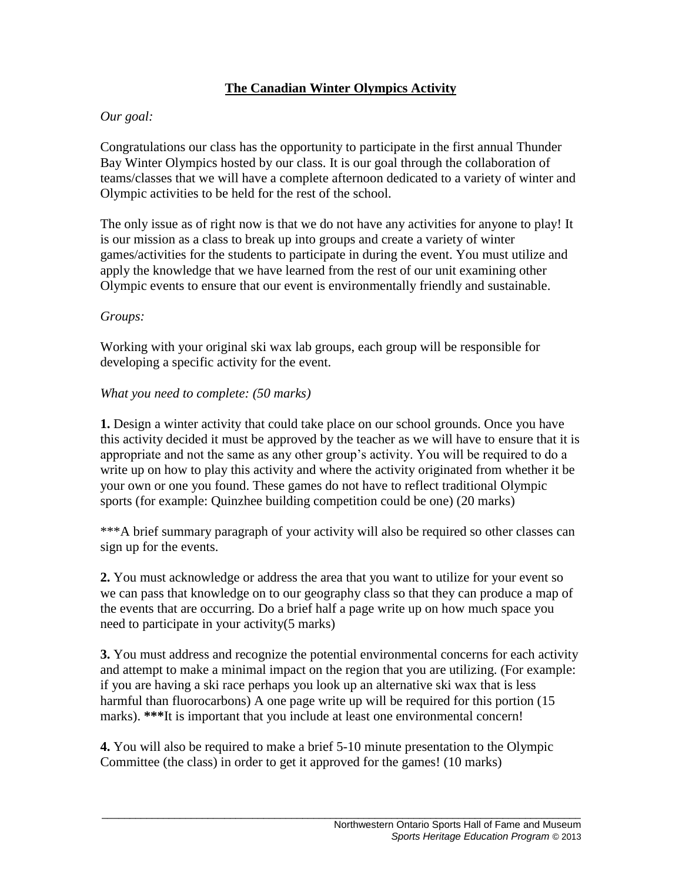# **The Canadian Winter Olympics Activity**

*Our goal:*

Congratulations our class has the opportunity to participate in the first annual Thunder Bay Winter Olympics hosted by our class. It is our goal through the collaboration of teams/classes that we will have a complete afternoon dedicated to a variety of winter and Olympic activities to be held for the rest of the school.

The only issue as of right now is that we do not have any activities for anyone to play! It is our mission as a class to break up into groups and create a variety of winter games/activities for the students to participate in during the event. You must utilize and apply the knowledge that we have learned from the rest of our unit examining other Olympic events to ensure that our event is environmentally friendly and sustainable.

*Groups:*

Working with your original ski wax lab groups, each group will be responsible for developing a specific activity for the event.

*What you need to complete: (50 marks)*

**1.** Design a winter activity that could take place on our school grounds. Once you have this activity decided it must be approved by the teacher as we will have to ensure that it is appropriate and not the same as any other group's activity. You will be required to do a write up on how to play this activity and where the activity originated from whether it be your own or one you found. These games do not have to reflect traditional Olympic sports (for example: Quinzhee building competition could be one) (20 marks)

***A brief summary paragraph of your activity will also be required so other classes can sign up for the events.

**2.** You must acknowledge or address the area that you want to utilize for your event so we can pass that knowledge on to our geography class so that they can produce a map of the events that are occurring. Do a brief half a page write up on how much space you need to participate in your activity(5 marks)

**3.** You must address and recognize the potential environmental concerns for each activity and attempt to make a minimal impact on the region that you are utilizing. (For example: if you are having a ski race perhaps you look up an alternative ski wax that is less harmful than fluorocarbons) A one page write up will be required for this portion (15 marks). *****It is important that you include at least one environmental concern!

**4.** You will also be required to make a brief 5-10 minute presentation to the Olympic Committee (the class) in order to get it approved for the games! (10 marks)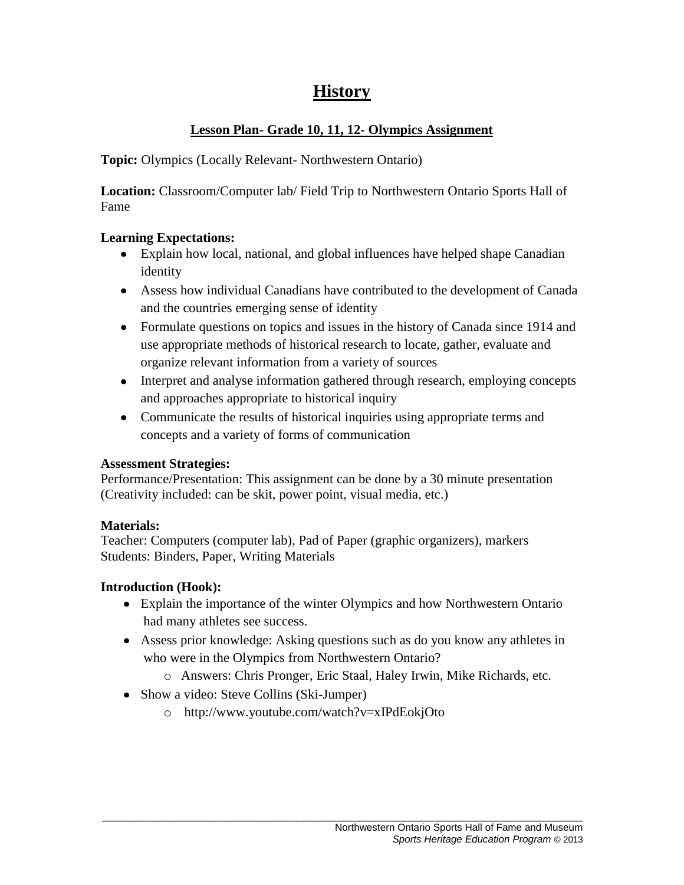# History

## Lesson Plan- Grade 10, 11, 12- Olympics Assignment

**Topic:** Olympics (Locally Relevant- Northwestern Ontario)

**Location:** Classroom/Computer lab/ Field Trip to Northwestern Ontario Sports Hall of Fame

**Learning Expectations:**

- Explain how local, national, and global influences have helped shape Canadian identity
- Assess how individual Canadians have contributed to the development of Canada and the countries emerging sense of identity
- Formulate questions on topics and issues in the history of Canada since 1914 and use appropriate methods of historical research to locate, gather, evaluate and organize relevant information from a variety of sources
- Interpret and analyse information gathered through research, employing concepts and approaches appropriate to historical inquiry
- Communicate the results of historical inquiries using appropriate terms and concepts and a variety of forms of communication

**Assessment Strategies:**
Performance/Presentation: This assignment can be done by a 30 minute presentation (Creativity included: can be skit, power point, visual media, etc.)

**Materials:**
Teacher: Computers (computer lab), Pad of Paper (graphic organizers), markers
Students: Binders, Paper, Writing Materials

**Introduction (Hook):**

- Explain the importance of the winter Olympics and how Northwestern Ontario had many athletes see success.
- Assess prior knowledge: Asking questions such as do you know any athletes in who were in the Olympics from Northwestern Ontario?
  - Answers: Chris Pronger, Eric Staal, Haley Irwin, Mike Richards, etc.
- Show a video: Steve Collins (Ski-Jumper)
  - http://www.youtube.com/watch?v=xIPdEokjOto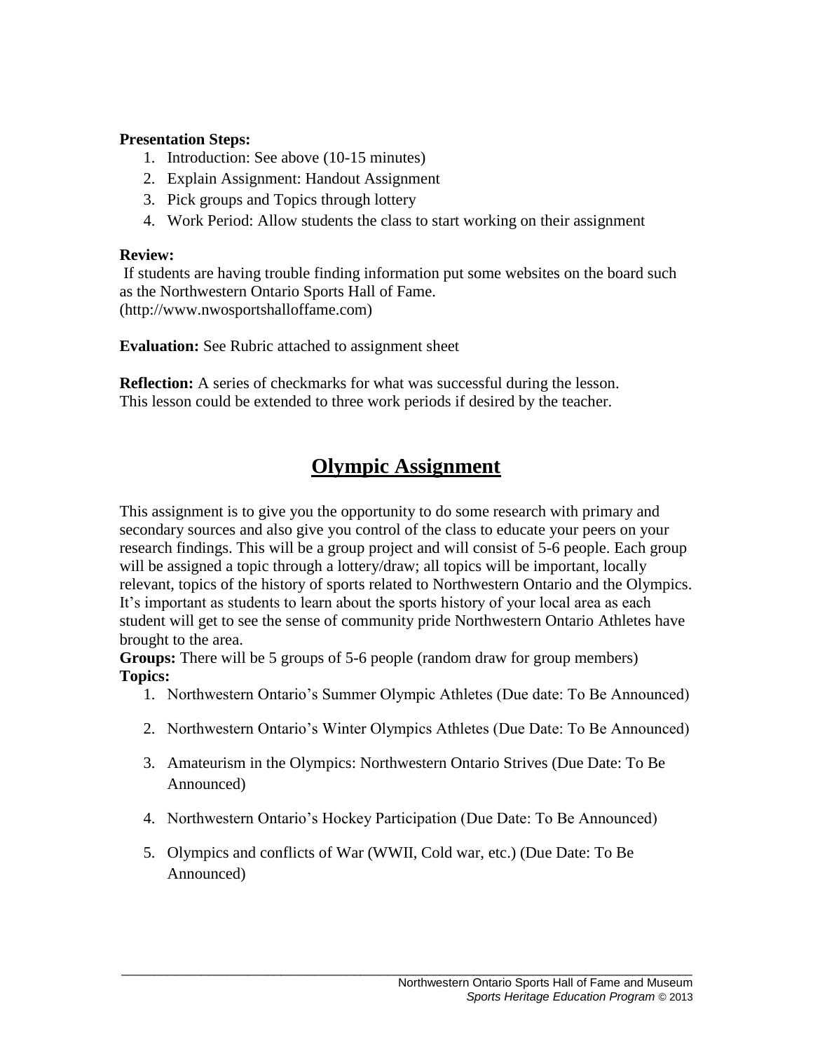**Presentation Steps:**

1. Introduction: See above (10-15 minutes)
2. Explain Assignment: Handout Assignment
3. Pick groups and Topics through lottery
4. Work Period: Allow students the class to start working on their assignment

**Review:**

If students are having trouble finding information put some websites on the board such as the Northwestern Ontario Sports Hall of Fame. (http://www.nwosportshalloffame.com)

**Evaluation:** See Rubric attached to assignment sheet

**Reflection:** A series of checkmarks for what was successful during the lesson. This lesson could be extended to three work periods if desired by the teacher.

# Olympic Assignment

This assignment is to give you the opportunity to do some research with primary and secondary sources and also give you control of the class to educate your peers on your research findings. This will be a group project and will consist of 5-6 people. Each group will be assigned a topic through a lottery/draw; all topics will be important, locally relevant, topics of the history of sports related to Northwestern Ontario and the Olympics. It's important as students to learn about the sports history of your local area as each student will get to see the sense of community pride Northwestern Ontario Athletes have brought to the area.

**Groups:** There will be 5 groups of 5-6 people (random draw for group members)

**Topics:**

1. Northwestern Ontario's Summer Olympic Athletes (Due date: To Be Announced)
2. Northwestern Ontario's Winter Olympics Athletes (Due Date: To Be Announced)
3. Amateurism in the Olympics: Northwestern Ontario Strives (Due Date: To Be Announced)
4. Northwestern Ontario's Hockey Participation (Due Date: To Be Announced)
5. Olympics and conflicts of War (WWII, Cold war, etc.) (Due Date: To Be Announced)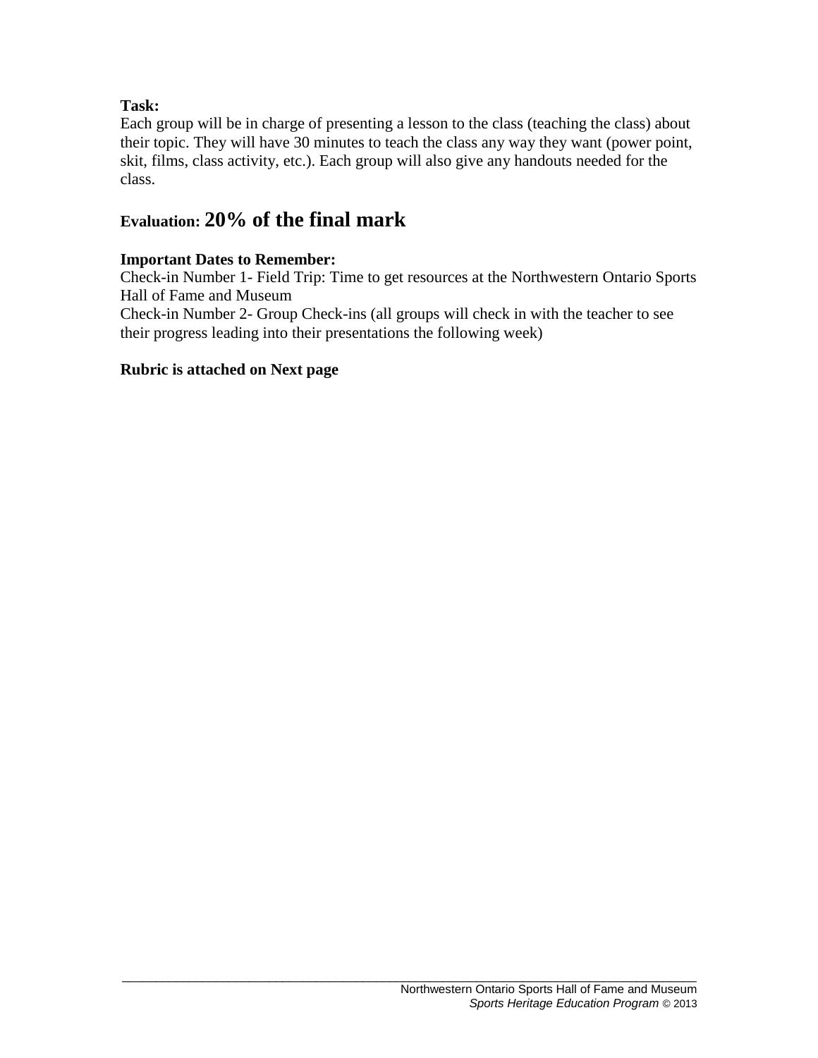**Task:**
Each group will be in charge of presenting a lesson to the class (teaching the class) about their topic. They will have 30 minutes to teach the class any way they want (power point, skit, films, class activity, etc.). Each group will also give any handouts needed for the class.

**Evaluation: 20% of the final mark**

**Important Dates to Remember:**
Check-in Number 1- Field Trip: Time to get resources at the Northwestern Ontario Sports Hall of Fame and Museum
Check-in Number 2- Group Check-ins (all groups will check in with the teacher to see their progress leading into their presentations the following week)

**Rubric is attached on Next page**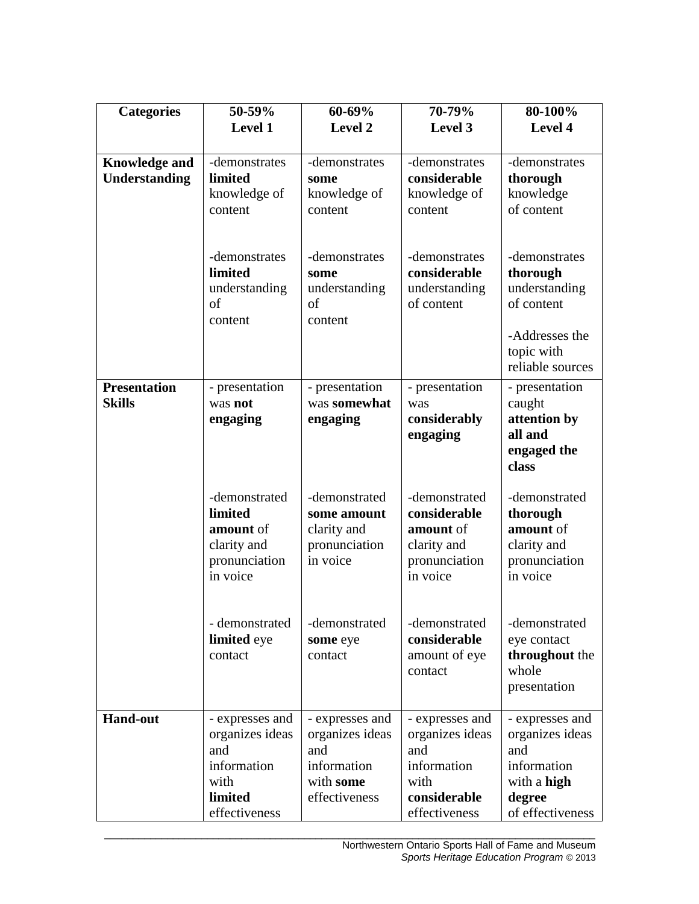| Categories | 50-59% Level 1 | 60-69% Level 2 | 70-79% Level 3 | 80-100% Level 4 |
|---|---|---|---|---|
| **Knowledge and Understanding** | -demonstrates **limited** knowledge of content<br><br>-demonstrates **limited** understanding of content | -demonstrates **some** knowledge of content<br><br>-demonstrates **some** understanding of content | -demonstrates **considerable** knowledge of content<br><br>-demonstrates **considerable** understanding of content | -demonstrates **thorough** knowledge of content<br><br>-demonstrates **thorough** understanding of content<br><br>-Addresses the topic with reliable sources |
| **Presentation Skills** | - presentation was **not engaging**<br><br>-demonstrated **limited amount** of clarity and pronunciation in voice<br><br>- demonstrated **limited** eye contact | - presentation was **somewhat engaging**<br><br>-demonstrated **some amount** clarity and pronunciation in voice<br><br>-demonstrated **some** eye contact | - presentation was **considerably engaging**<br><br>-demonstrated **considerable amount** of clarity and pronunciation in voice<br><br>-demonstrated **considerable** amount of eye contact | - presentation caught **attention by all and engaged the class**<br><br>-demonstrated **thorough amount** of clarity and pronunciation in voice<br><br>-demonstrated eye contact **throughout** the whole presentation |
| **Hand-out** | - expresses and organizes ideas and information with **limited** effectiveness | - expresses and organizes ideas and information with **some** effectiveness | - expresses and organizes ideas and information with **considerable** effectiveness | - expresses and organizes ideas and information with a **high degree** of effectiveness |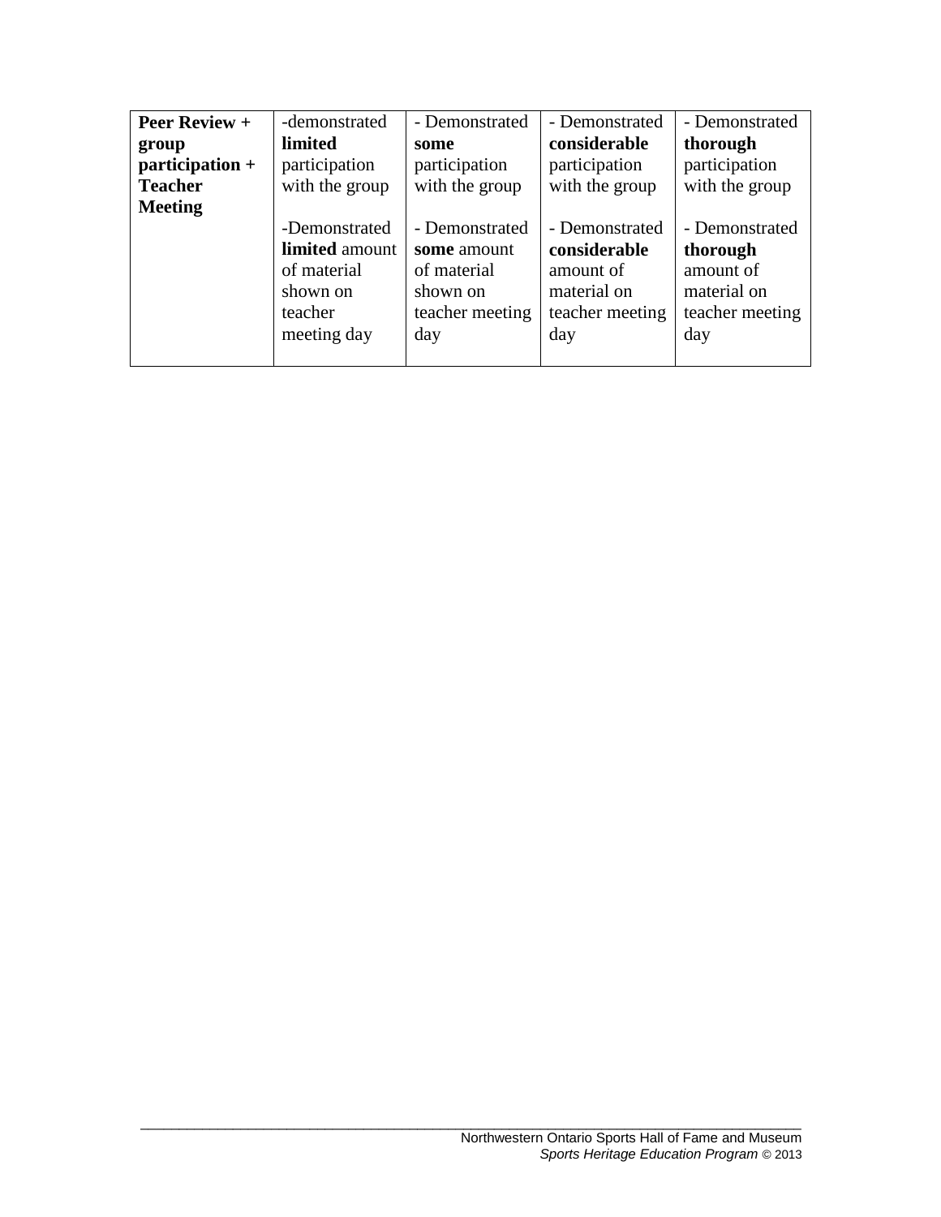| **Peer Review + group participation + Teacher Meeting** | -demonstrated **limited** participation with the group<br><br>-Demonstrated **limited** amount of material shown on teacher meeting day | - Demonstrated **some** participation with the group<br><br>- Demonstrated **some** amount of material shown on teacher meeting day | - Demonstrated **considerable** participation with the group<br><br>- Demonstrated **considerable** amount of material on teacher meeting day | - Demonstrated **thorough** participation with the group<br><br>- Demonstrated **thorough** amount of material on teacher meeting day |
|---|---|---|---|---|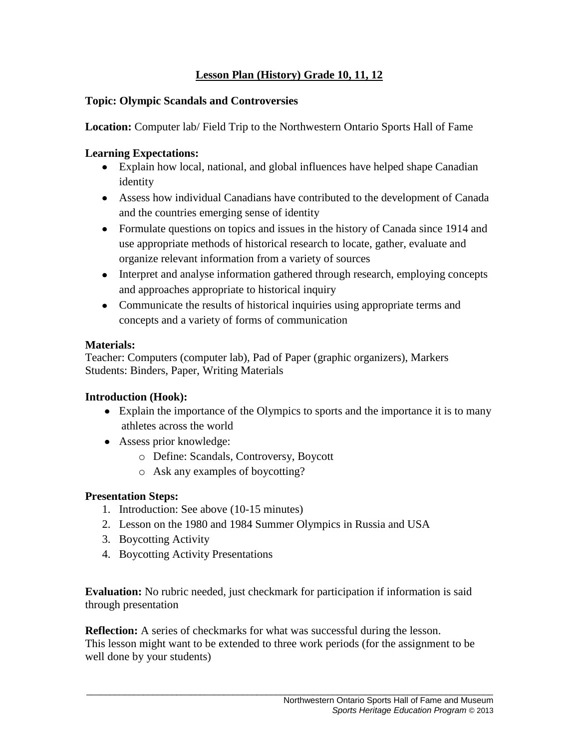# Lesson Plan (History) Grade 10, 11, 12

**Topic: Olympic Scandals and Controversies**

**Location:** Computer lab/ Field Trip to the Northwestern Ontario Sports Hall of Fame

**Learning Expectations:**

- Explain how local, national, and global influences have helped shape Canadian identity
- Assess how individual Canadians have contributed to the development of Canada and the countries emerging sense of identity
- Formulate questions on topics and issues in the history of Canada since 1914 and use appropriate methods of historical research to locate, gather, evaluate and organize relevant information from a variety of sources
- Interpret and analyse information gathered through research, employing concepts and approaches appropriate to historical inquiry
- Communicate the results of historical inquiries using appropriate terms and concepts and a variety of forms of communication

**Materials:**
Teacher: Computers (computer lab), Pad of Paper (graphic organizers), Markers
Students: Binders, Paper, Writing Materials

**Introduction (Hook):**

- Explain the importance of the Olympics to sports and the importance it is to many athletes across the world
- Assess prior knowledge:
  - Define: Scandals, Controversy, Boycott
  - Ask any examples of boycotting?

**Presentation Steps:**

1. Introduction: See above (10-15 minutes)
2. Lesson on the 1980 and 1984 Summer Olympics in Russia and USA
3. Boycotting Activity
4. Boycotting Activity Presentations

**Evaluation:** No rubric needed, just checkmark for participation if information is said through presentation

**Reflection:** A series of checkmarks for what was successful during the lesson.
This lesson might want to be extended to three work periods (for the assignment to be well done by your students)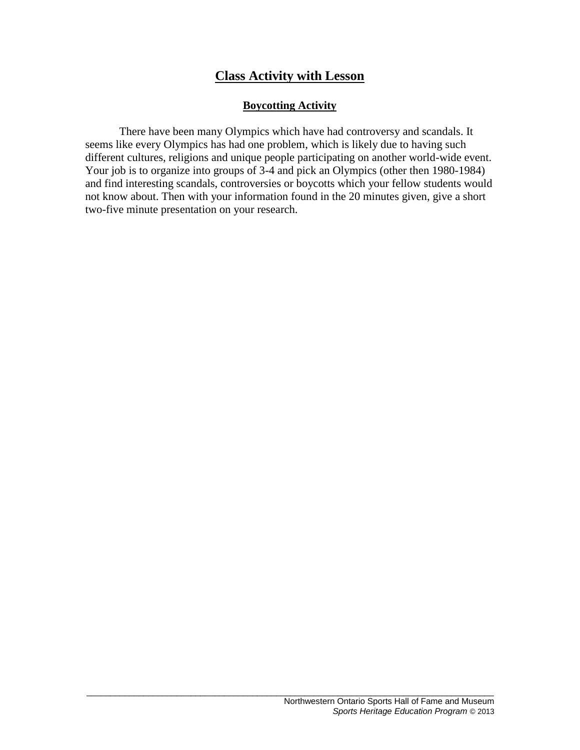## Class Activity with Lesson

### Boycotting Activity

There have been many Olympics which have had controversy and scandals. It seems like every Olympics has had one problem, which is likely due to having such different cultures, religions and unique people participating on another world-wide event. Your job is to organize into groups of 3-4 and pick an Olympics (other then 1980-1984) and find interesting scandals, controversies or boycotts which your fellow students would not know about. Then with your information found in the 20 minutes given, give a short two-five minute presentation on your research.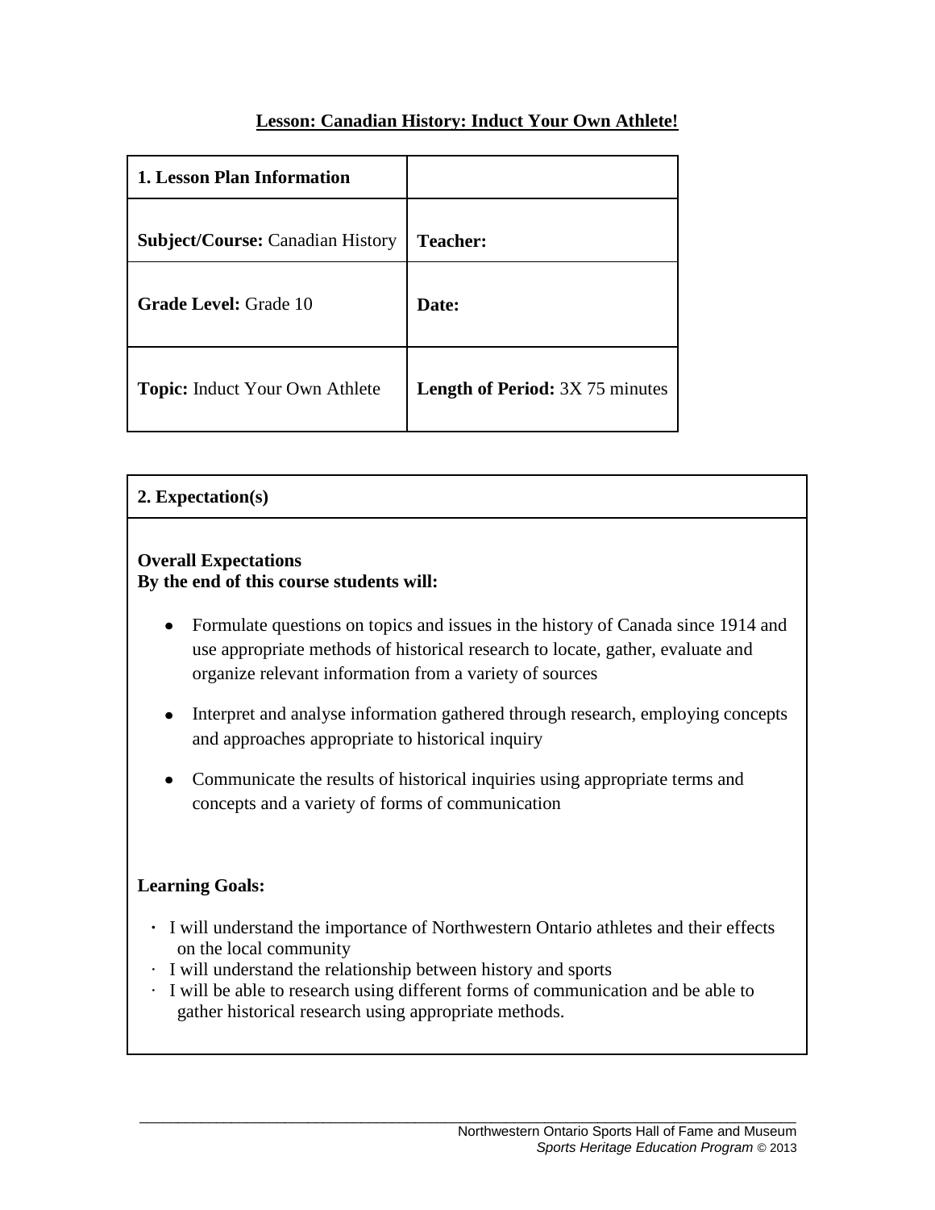## Lesson: Canadian History: Induct Your Own Athlete!

| **1. Lesson Plan Information** | |
|---|---|
| **Subject/Course:** Canadian History | **Teacher:** |
| **Grade Level:** Grade 10 | **Date:** |
| **Topic:** Induct Your Own Athlete | **Length of Period:** 3X 75 minutes |

### 2. Expectation(s)

**Overall Expectations**
**By the end of this course students will:**

- Formulate questions on topics and issues in the history of Canada since 1914 and use appropriate methods of historical research to locate, gather, evaluate and organize relevant information from a variety of sources
- Interpret and analyse information gathered through research, employing concepts and approaches appropriate to historical inquiry
- Communicate the results of historical inquiries using appropriate terms and concepts and a variety of forms of communication

**Learning Goals:**

- I will understand the importance of Northwestern Ontario athletes and their effects on the local community
- I will understand the relationship between history and sports
- I will be able to research using different forms of communication and be able to gather historical research using appropriate methods.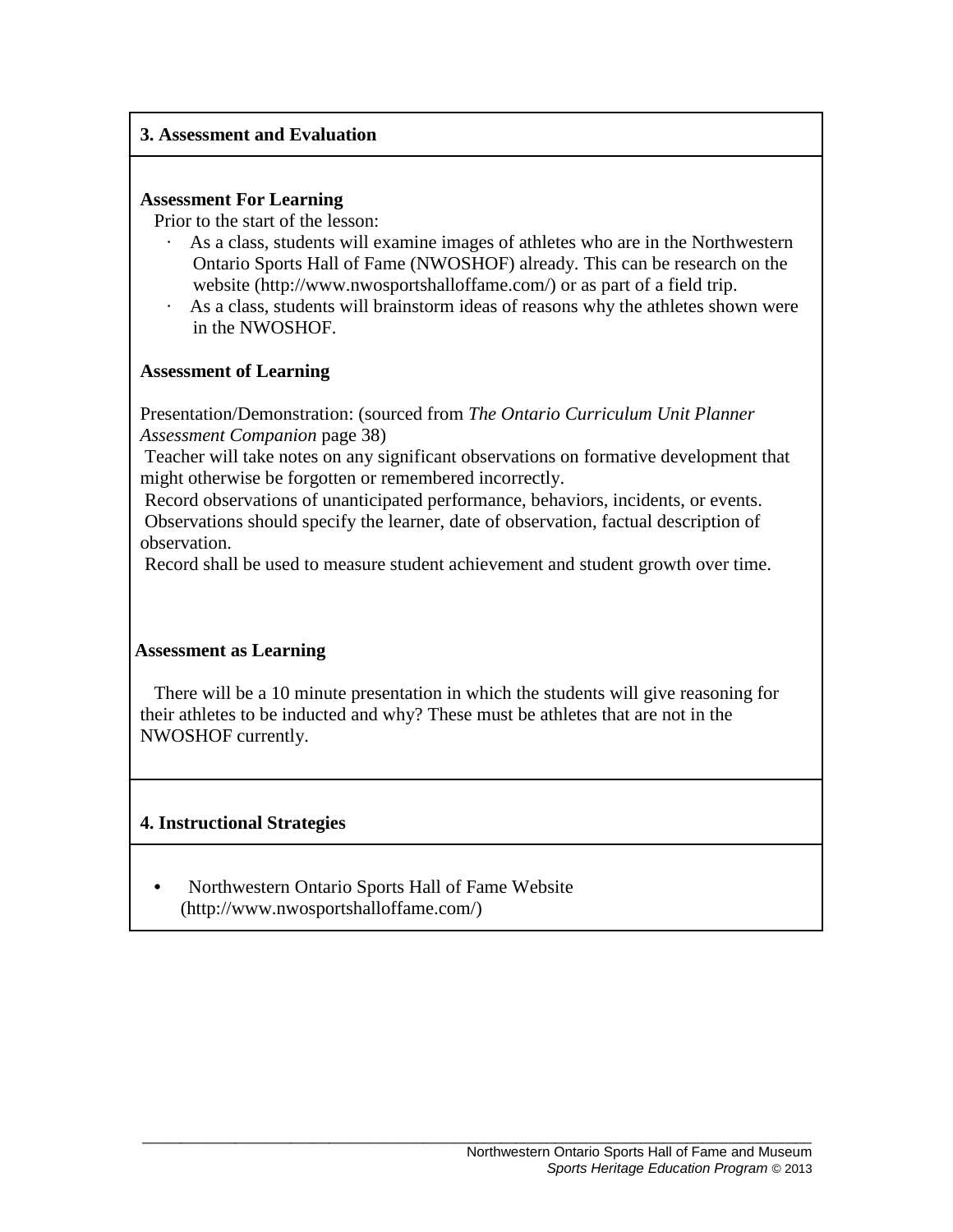## 3. Assessment and Evaluation

**Assessment For Learning**

Prior to the start of the lesson:

- As a class, students will examine images of athletes who are in the Northwestern Ontario Sports Hall of Fame (NWOSHOF) already. This can be research on the website (http://www.nwosportshalloffame.com/) or as part of a field trip.
- As a class, students will brainstorm ideas of reasons why the athletes shown were in the NWOSHOF.

**Assessment of Learning**

Presentation/Demonstration: (sourced from *The Ontario Curriculum Unit Planner Assessment Companion* page 38)

Teacher will take notes on any significant observations on formative development that might otherwise be forgotten or remembered incorrectly.

Record observations of unanticipated performance, behaviors, incidents, or events.

Observations should specify the learner, date of observation, factual description of observation.

Record shall be used to measure student achievement and student growth over time.

**Assessment as Learning**

There will be a 10 minute presentation in which the students will give reasoning for their athletes to be inducted and why? These must be athletes that are not in the NWOSHOF currently.

## 4. Instructional Strategies

- Northwestern Ontario Sports Hall of Fame Website (http://www.nwosportshalloffame.com/)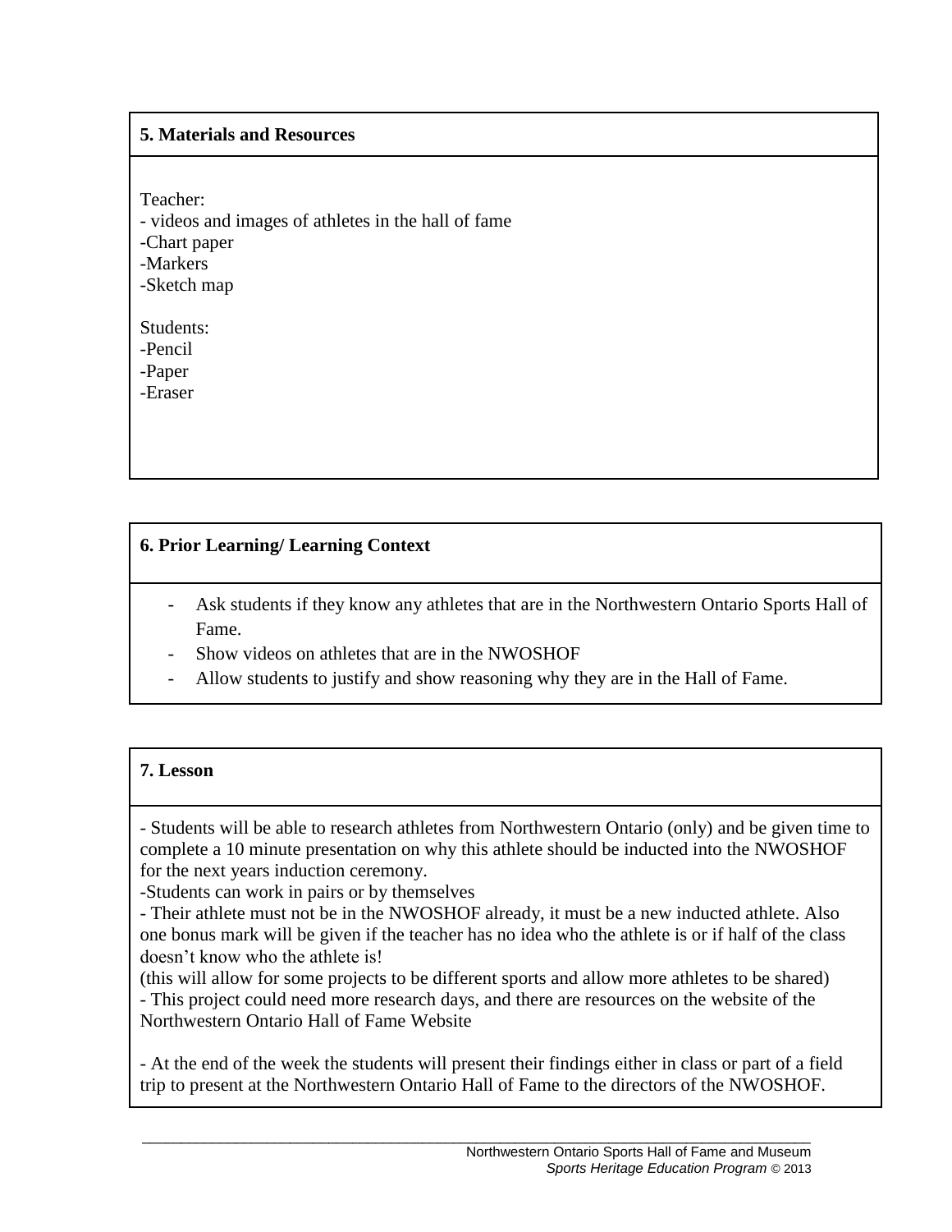### 5. Materials and Resources

Teacher:
- videos and images of athletes in the hall of fame
- Chart paper
- Markers
- Sketch map

Students:
- Pencil
- Paper
- Eraser

### 6. Prior Learning/ Learning Context

- Ask students if they know any athletes that are in the Northwestern Ontario Sports Hall of Fame.
- Show videos on athletes that are in the NWOSHOF
- Allow students to justify and show reasoning why they are in the Hall of Fame.

### 7. Lesson

- Students will be able to research athletes from Northwestern Ontario (only) and be given time to complete a 10 minute presentation on why this athlete should be inducted into the NWOSHOF for the next years induction ceremony.
- Students can work in pairs or by themselves
- Their athlete must not be in the NWOSHOF already, it must be a new inducted athlete. Also one bonus mark will be given if the teacher has no idea who the athlete is or if half of the class doesn't know who the athlete is!

(this will allow for some projects to be different sports and allow more athletes to be shared)
- This project could need more research days, and there are resources on the website of the Northwestern Ontario Hall of Fame Website

- At the end of the week the students will present their findings either in class or part of a field trip to present at the Northwestern Ontario Hall of Fame to the directors of the NWOSHOF.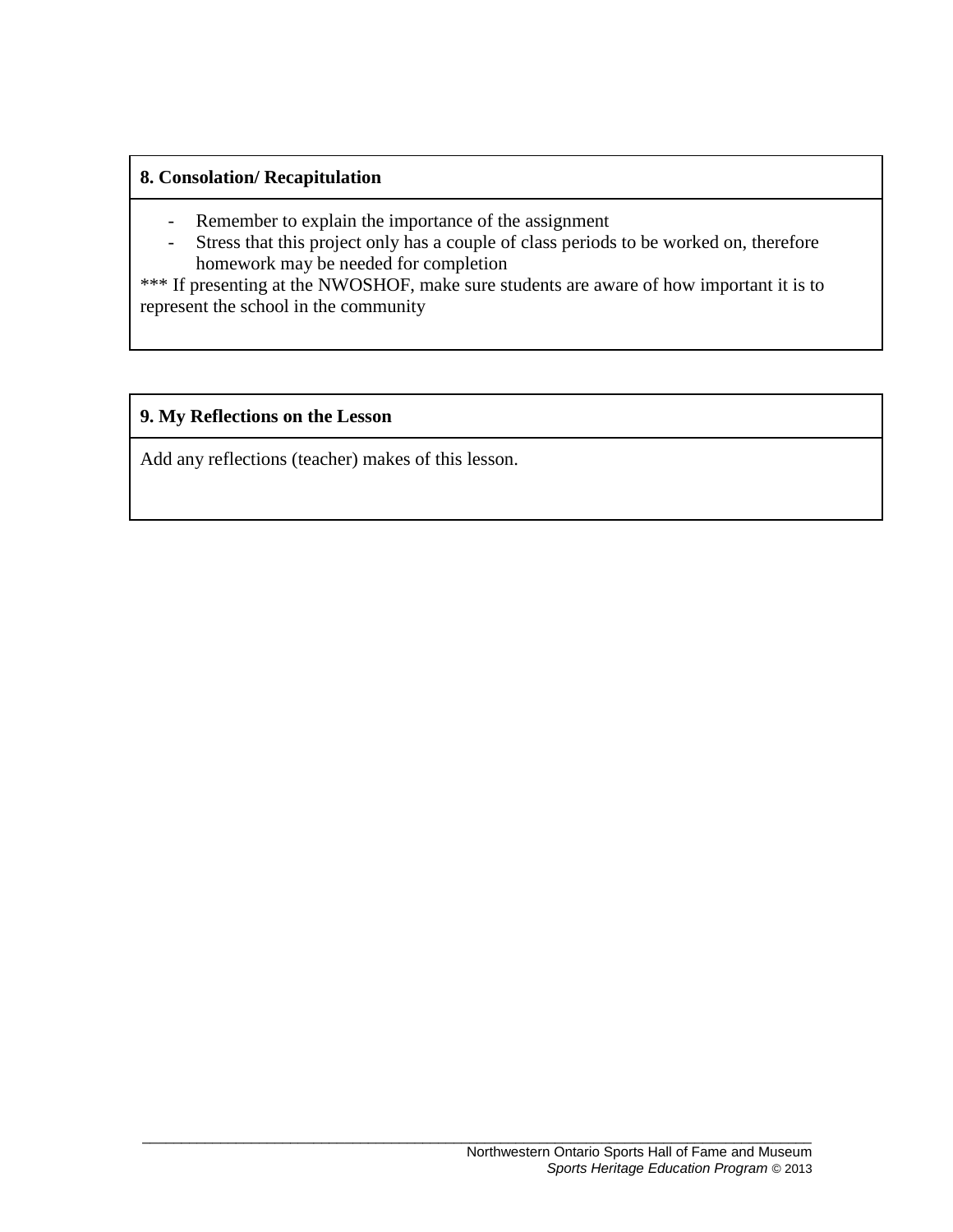**8. Consolation/ Recapitulation**

- Remember to explain the importance of the assignment
- Stress that this project only has a couple of class periods to be worked on, therefore homework may be needed for completion

*** If presenting at the NWOSHOF, make sure students are aware of how important it is to represent the school in the community

**9. My Reflections on the Lesson**

Add any reflections (teacher) makes of this lesson.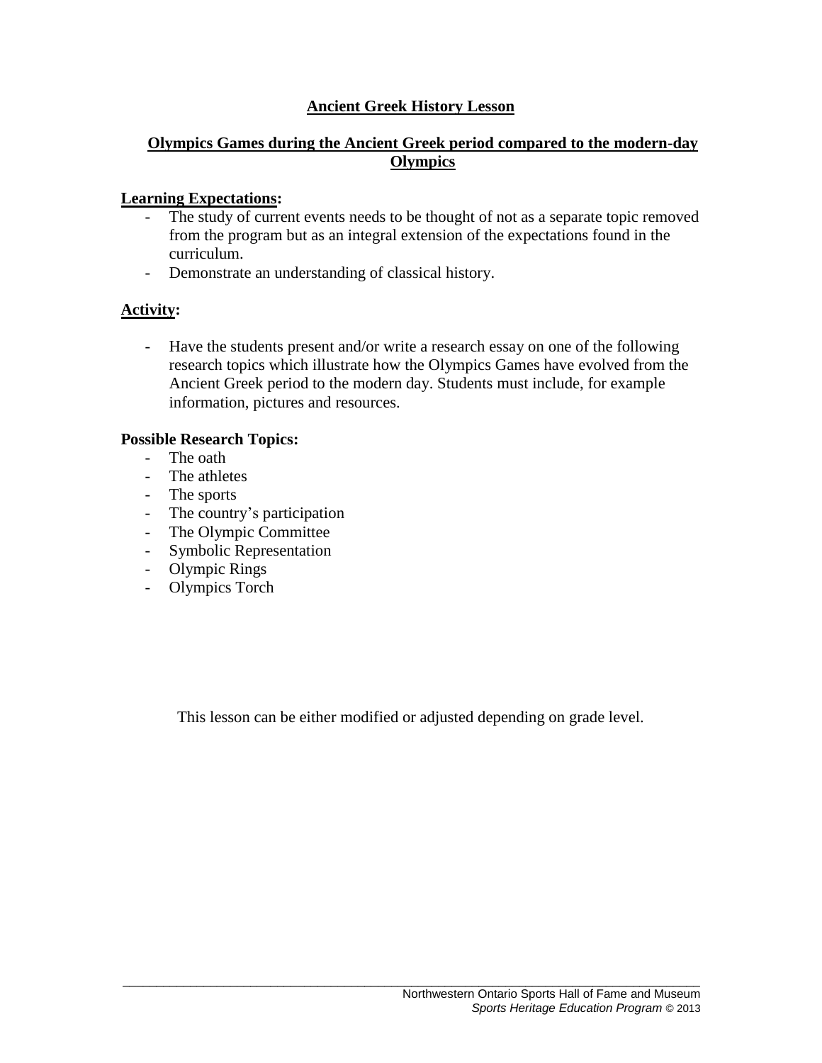# Ancient Greek History Lesson

## Olympics Games during the Ancient Greek period compared to the modern-day Olympics

**Learning Expectations:**

- The study of current events needs to be thought of not as a separate topic removed from the program but as an integral extension of the expectations found in the curriculum.
- Demonstrate an understanding of classical history.

**Activity:**

- Have the students present and/or write a research essay on one of the following research topics which illustrate how the Olympics Games have evolved from the Ancient Greek period to the modern day. Students must include, for example information, pictures and resources.

**Possible Research Topics:**

- The oath
- The athletes
- The sports
- The country's participation
- The Olympic Committee
- Symbolic Representation
- Olympic Rings
- Olympics Torch

This lesson can be either modified or adjusted depending on grade level.